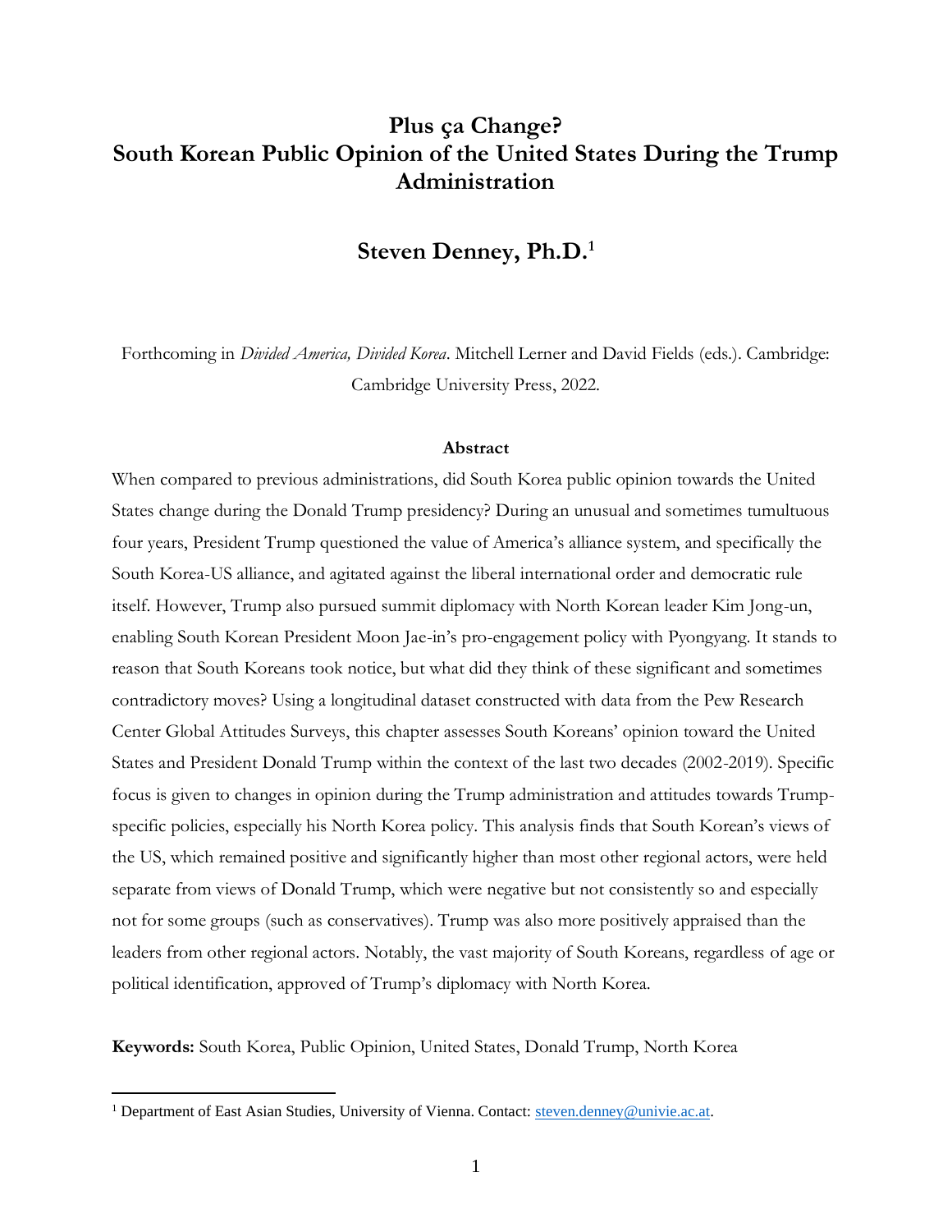# Plus ça Change?
# South Korean Public Opinion of the United States During the Trump Administration

## Steven Denney, Ph.D.[1]

Forthcoming in *Divided America, Divided Korea*. Mitchell Lerner and David Fields (eds.). Cambridge: Cambridge University Press, 2022.

**Abstract**

When compared to previous administrations, did South Korea public opinion towards the United States change during the Donald Trump presidency? During an unusual and sometimes tumultuous four years, President Trump questioned the value of America's alliance system, and specifically the South Korea-US alliance, and agitated against the liberal international order and democratic rule itself. However, Trump also pursued summit diplomacy with North Korean leader Kim Jong-un, enabling South Korean President Moon Jae-in's pro-engagement policy with Pyongyang. It stands to reason that South Koreans took notice, but what did they think of these significant and sometimes contradictory moves? Using a longitudinal dataset constructed with data from the Pew Research Center Global Attitudes Surveys, this chapter assesses South Koreans' opinion toward the United States and President Donald Trump within the context of the last two decades (2002-2019). Specific focus is given to changes in opinion during the Trump administration and attitudes towards Trump-specific policies, especially his North Korea policy. This analysis finds that South Korean's views of the US, which remained positive and significantly higher than most other regional actors, were held separate from views of Donald Trump, which were negative but not consistently so and especially not for some groups (such as conservatives). Trump was also more positively appraised than the leaders from other regional actors. Notably, the vast majority of South Koreans, regardless of age or political identification, approved of Trump's diplomacy with North Korea.

**Keywords:** South Korea, Public Opinion, United States, Donald Trump, North Korea

---

[1] Department of East Asian Studies, University of Vienna. Contact: steven.denney@univie.ac.at.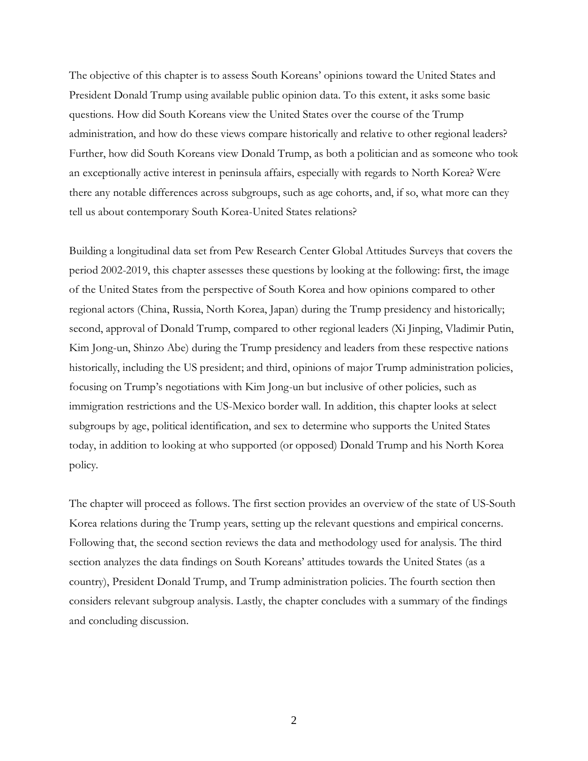The objective of this chapter is to assess South Koreans' opinions toward the United States and President Donald Trump using available public opinion data. To this extent, it asks some basic questions. How did South Koreans view the United States over the course of the Trump administration, and how do these views compare historically and relative to other regional leaders? Further, how did South Koreans view Donald Trump, as both a politician and as someone who took an exceptionally active interest in peninsula affairs, especially with regards to North Korea? Were there any notable differences across subgroups, such as age cohorts, and, if so, what more can they tell us about contemporary South Korea-United States relations?

Building a longitudinal data set from Pew Research Center Global Attitudes Surveys that covers the period 2002-2019, this chapter assesses these questions by looking at the following: first, the image of the United States from the perspective of South Korea and how opinions compared to other regional actors (China, Russia, North Korea, Japan) during the Trump presidency and historically; second, approval of Donald Trump, compared to other regional leaders (Xi Jinping, Vladimir Putin, Kim Jong-un, Shinzo Abe) during the Trump presidency and leaders from these respective nations historically, including the US president; and third, opinions of major Trump administration policies, focusing on Trump's negotiations with Kim Jong-un but inclusive of other policies, such as immigration restrictions and the US-Mexico border wall. In addition, this chapter looks at select subgroups by age, political identification, and sex to determine who supports the United States today, in addition to looking at who supported (or opposed) Donald Trump and his North Korea policy.

The chapter will proceed as follows. The first section provides an overview of the state of US-South Korea relations during the Trump years, setting up the relevant questions and empirical concerns. Following that, the second section reviews the data and methodology used for analysis. The third section analyzes the data findings on South Koreans' attitudes towards the United States (as a country), President Donald Trump, and Trump administration policies. The fourth section then considers relevant subgroup analysis. Lastly, the chapter concludes with a summary of the findings and concluding discussion.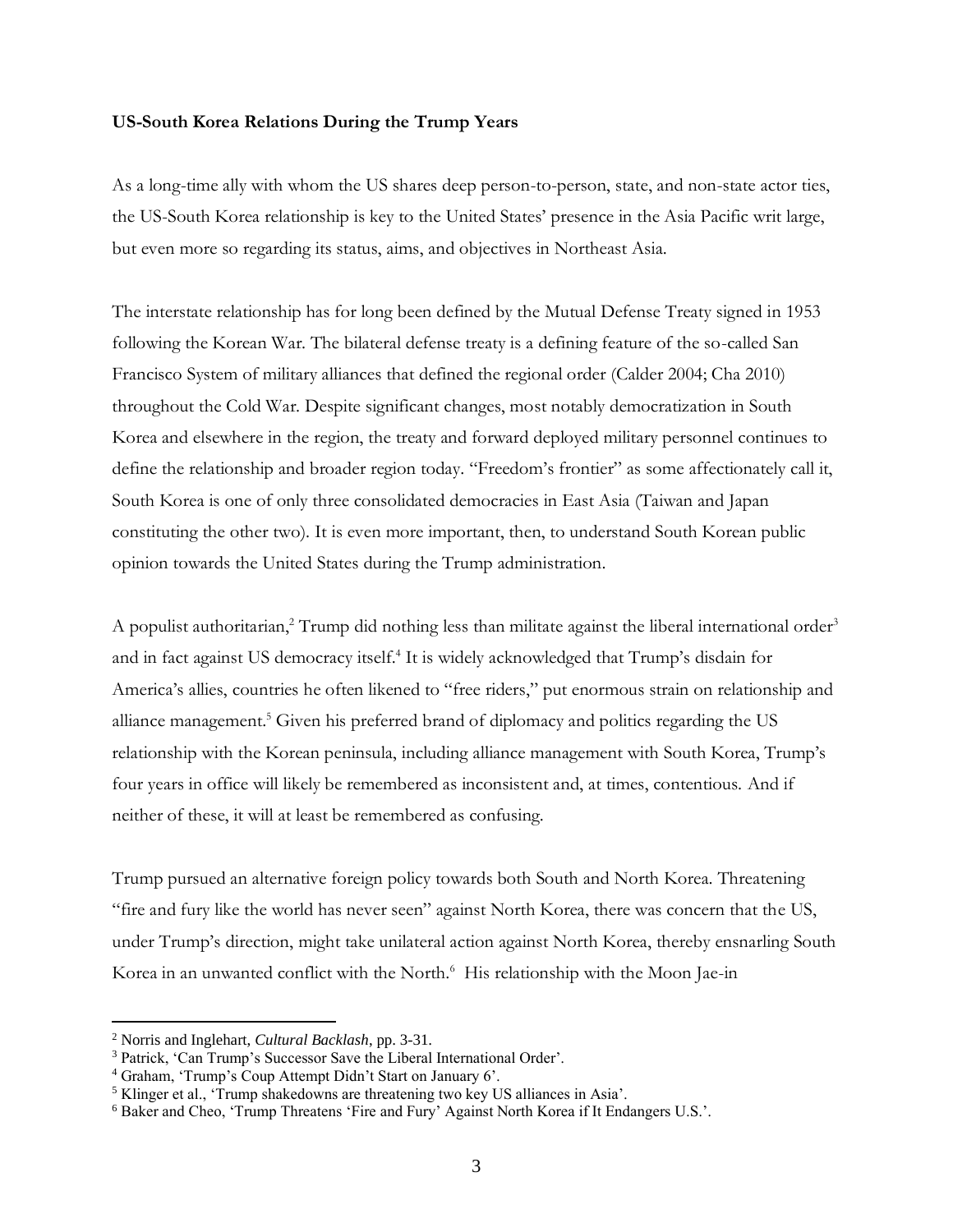**US-South Korea Relations During the Trump Years**

As a long-time ally with whom the US shares deep person-to-person, state, and non-state actor ties, the US-South Korea relationship is key to the United States' presence in the Asia Pacific writ large, but even more so regarding its status, aims, and objectives in Northeast Asia.

The interstate relationship has for long been defined by the Mutual Defense Treaty signed in 1953 following the Korean War. The bilateral defense treaty is a defining feature of the so-called San Francisco System of military alliances that defined the regional order (Calder 2004; Cha 2010) throughout the Cold War. Despite significant changes, most notably democratization in South Korea and elsewhere in the region, the treaty and forward deployed military personnel continues to define the relationship and broader region today. "Freedom's frontier" as some affectionately call it, South Korea is one of only three consolidated democracies in East Asia (Taiwan and Japan constituting the other two). It is even more important, then, to understand South Korean public opinion towards the United States during the Trump administration.

A populist authoritarian,[2] Trump did nothing less than militate against the liberal international order[3] and in fact against US democracy itself.[4] It is widely acknowledged that Trump's disdain for America's allies, countries he often likened to "free riders," put enormous strain on relationship and alliance management.[5] Given his preferred brand of diplomacy and politics regarding the US relationship with the Korean peninsula, including alliance management with South Korea, Trump's four years in office will likely be remembered as inconsistent and, at times, contentious. And if neither of these, it will at least be remembered as confusing.

Trump pursued an alternative foreign policy towards both South and North Korea. Threatening "fire and fury like the world has never seen" against North Korea, there was concern that the US, under Trump's direction, might take unilateral action against North Korea, thereby ensnarling South Korea in an unwanted conflict with the North.[6] His relationship with the Moon Jae-in

---

[2] Norris and Inglehart, *Cultural Backlash*, pp. 3-31.

[3] Patrick, 'Can Trump's Successor Save the Liberal International Order'.

[4] Graham, 'Trump's Coup Attempt Didn't Start on January 6'.

[5] Klinger et al., 'Trump shakedowns are threatening two key US alliances in Asia'.

[6] Baker and Cheo, 'Trump Threatens 'Fire and Fury' Against North Korea if It Endangers U.S.'.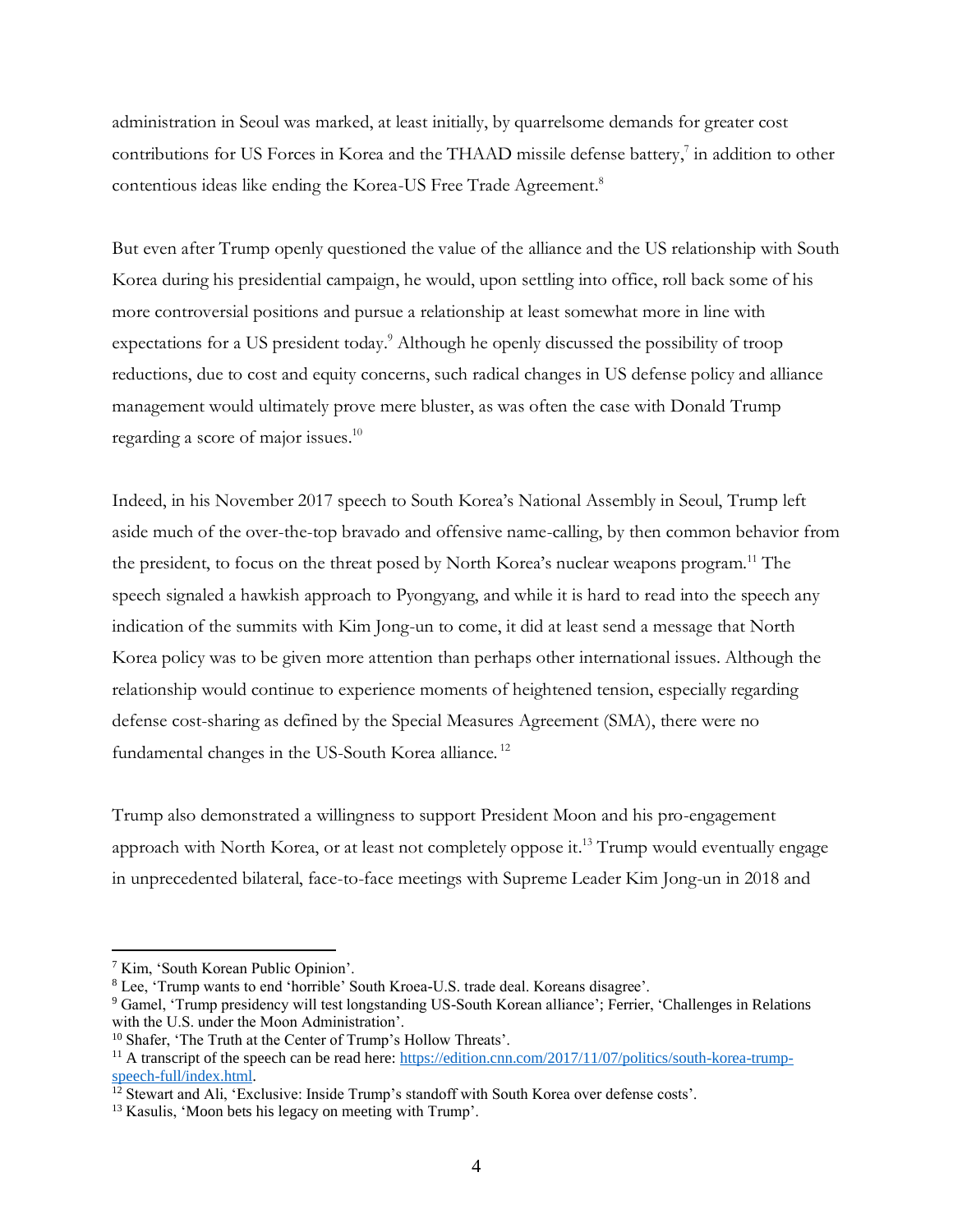administration in Seoul was marked, at least initially, by quarrelsome demands for greater cost contributions for US Forces in Korea and the THAAD missile defense battery,[7] in addition to other contentious ideas like ending the Korea-US Free Trade Agreement.[8]

But even after Trump openly questioned the value of the alliance and the US relationship with South Korea during his presidential campaign, he would, upon settling into office, roll back some of his more controversial positions and pursue a relationship at least somewhat more in line with expectations for a US president today.[9] Although he openly discussed the possibility of troop reductions, due to cost and equity concerns, such radical changes in US defense policy and alliance management would ultimately prove mere bluster, as was often the case with Donald Trump regarding a score of major issues.[10]

Indeed, in his November 2017 speech to South Korea's National Assembly in Seoul, Trump left aside much of the over-the-top bravado and offensive name-calling, by then common behavior from the president, to focus on the threat posed by North Korea's nuclear weapons program.[11] The speech signaled a hawkish approach to Pyongyang, and while it is hard to read into the speech any indication of the summits with Kim Jong-un to come, it did at least send a message that North Korea policy was to be given more attention than perhaps other international issues. Although the relationship would continue to experience moments of heightened tension, especially regarding defense cost-sharing as defined by the Special Measures Agreement (SMA), there were no fundamental changes in the US-South Korea alliance.[12]

Trump also demonstrated a willingness to support President Moon and his pro-engagement approach with North Korea, or at least not completely oppose it.[13] Trump would eventually engage in unprecedented bilateral, face-to-face meetings with Supreme Leader Kim Jong-un in 2018 and

---

[7] Kim, 'South Korean Public Opinion'.

[8] Lee, 'Trump wants to end 'horrible' South Kroea-U.S. trade deal. Koreans disagree'.

[9] Gamel, 'Trump presidency will test longstanding US-South Korean alliance'; Ferrier, 'Challenges in Relations with the U.S. under the Moon Administration'.

[10] Shafer, 'The Truth at the Center of Trump's Hollow Threats'.

[11] A transcript of the speech can be read here: https://edition.cnn.com/2017/11/07/politics/south-korea-trump-speech-full/index.html.

[12] Stewart and Ali, 'Exclusive: Inside Trump's standoff with South Korea over defense costs'.

[13] Kasulis, 'Moon bets his legacy on meeting with Trump'.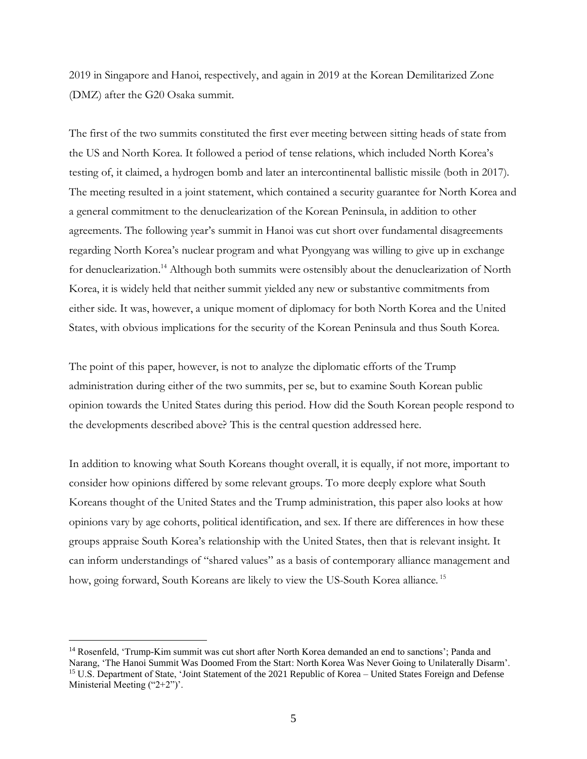2019 in Singapore and Hanoi, respectively, and again in 2019 at the Korean Demilitarized Zone (DMZ) after the G20 Osaka summit.

The first of the two summits constituted the first ever meeting between sitting heads of state from the US and North Korea. It followed a period of tense relations, which included North Korea's testing of, it claimed, a hydrogen bomb and later an intercontinental ballistic missile (both in 2017). The meeting resulted in a joint statement, which contained a security guarantee for North Korea and a general commitment to the denuclearization of the Korean Peninsula, in addition to other agreements. The following year's summit in Hanoi was cut short over fundamental disagreements regarding North Korea's nuclear program and what Pyongyang was willing to give up in exchange for denuclearization.[14] Although both summits were ostensibly about the denuclearization of North Korea, it is widely held that neither summit yielded any new or substantive commitments from either side. It was, however, a unique moment of diplomacy for both North Korea and the United States, with obvious implications for the security of the Korean Peninsula and thus South Korea.

The point of this paper, however, is not to analyze the diplomatic efforts of the Trump administration during either of the two summits, per se, but to examine South Korean public opinion towards the United States during this period. How did the South Korean people respond to the developments described above? This is the central question addressed here.

In addition to knowing what South Koreans thought overall, it is equally, if not more, important to consider how opinions differed by some relevant groups. To more deeply explore what South Koreans thought of the United States and the Trump administration, this paper also looks at how opinions vary by age cohorts, political identification, and sex. If there are differences in how these groups appraise South Korea's relationship with the United States, then that is relevant insight. It can inform understandings of "shared values" as a basis of contemporary alliance management and how, going forward, South Koreans are likely to view the US-South Korea alliance.[15]

---

[14] Rosenfeld, 'Trump-Kim summit was cut short after North Korea demanded an end to sanctions'; Panda and Narang, 'The Hanoi Summit Was Doomed From the Start: North Korea Was Never Going to Unilaterally Disarm'.

[15] U.S. Department of State, 'Joint Statement of the 2021 Republic of Korea – United States Foreign and Defense Ministerial Meeting ("2+2")'.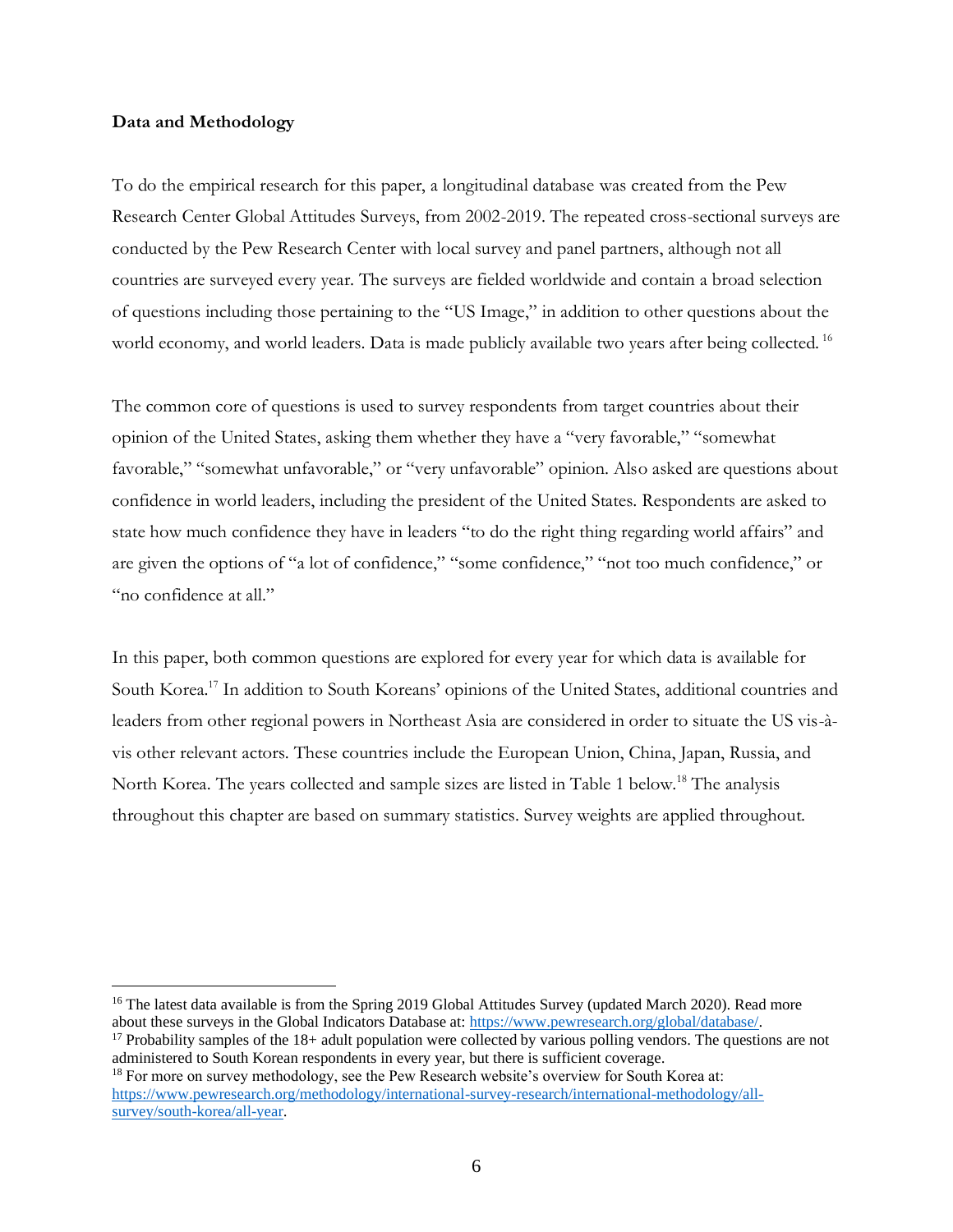**Data and Methodology**

To do the empirical research for this paper, a longitudinal database was created from the Pew Research Center Global Attitudes Surveys, from 2002-2019. The repeated cross-sectional surveys are conducted by the Pew Research Center with local survey and panel partners, although not all countries are surveyed every year. The surveys are fielded worldwide and contain a broad selection of questions including those pertaining to the "US Image," in addition to other questions about the world economy, and world leaders. Data is made publicly available two years after being collected.[16]

The common core of questions is used to survey respondents from target countries about their opinion of the United States, asking them whether they have a "very favorable," "somewhat favorable," "somewhat unfavorable," or "very unfavorable" opinion. Also asked are questions about confidence in world leaders, including the president of the United States. Respondents are asked to state how much confidence they have in leaders "to do the right thing regarding world affairs" and are given the options of "a lot of confidence," "some confidence," "not too much confidence," or "no confidence at all."

In this paper, both common questions are explored for every year for which data is available for South Korea.[17] In addition to South Koreans' opinions of the United States, additional countries and leaders from other regional powers in Northeast Asia are considered in order to situate the US vis-à-vis other relevant actors. These countries include the European Union, China, Japan, Russia, and North Korea. The years collected and sample sizes are listed in Table 1 below.[18] The analysis throughout this chapter are based on summary statistics. Survey weights are applied throughout.

---

[16] The latest data available is from the Spring 2019 Global Attitudes Survey (updated March 2020). Read more about these surveys in the Global Indicators Database at: https://www.pewresearch.org/global/database/.

[17] Probability samples of the 18+ adult population were collected by various polling vendors. The questions are not administered to South Korean respondents in every year, but there is sufficient coverage.

[18] For more on survey methodology, see the Pew Research website's overview for South Korea at: https://www.pewresearch.org/methodology/international-survey-research/international-methodology/all-survey/south-korea/all-year.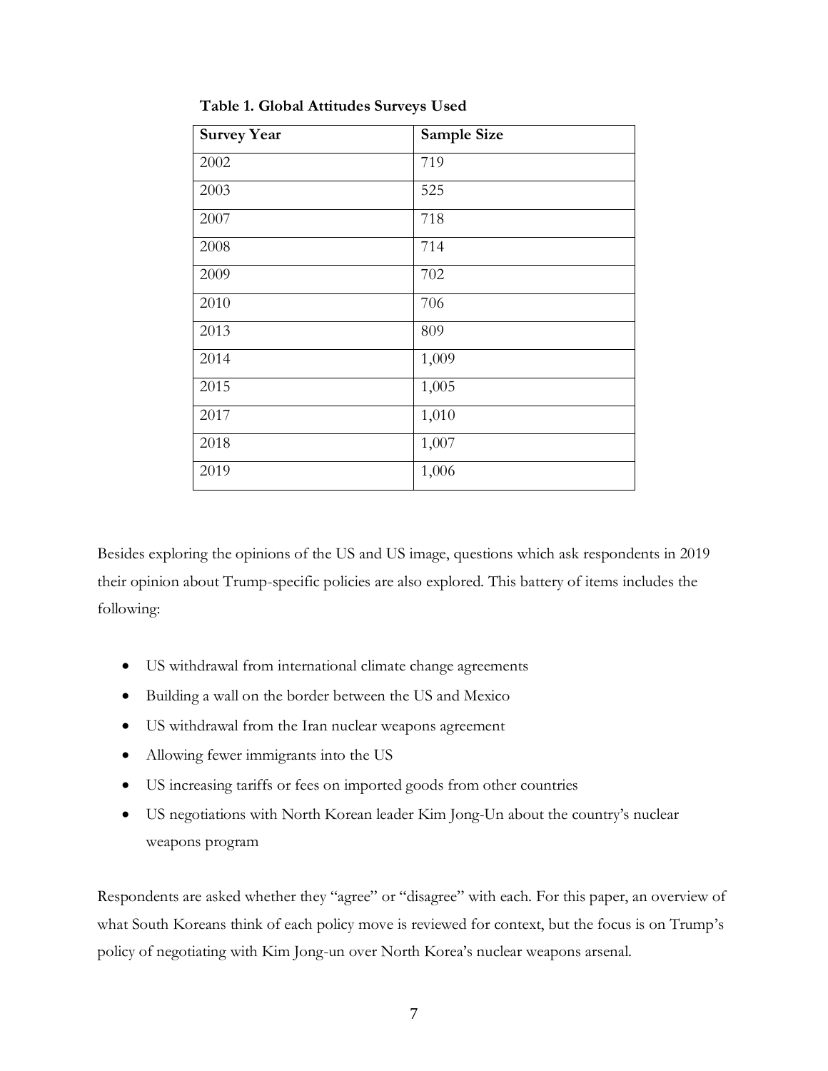**Table 1. Global Attitudes Surveys Used**

| Survey Year | Sample Size |
| --- | --- |
| 2002 | 719 |
| 2003 | 525 |
| 2007 | 718 |
| 2008 | 714 |
| 2009 | 702 |
| 2010 | 706 |
| 2013 | 809 |
| 2014 | 1,009 |
| 2015 | 1,005 |
| 2017 | 1,010 |
| 2018 | 1,007 |
| 2019 | 1,006 |

Besides exploring the opinions of the US and US image, questions which ask respondents in 2019 their opinion about Trump-specific policies are also explored. This battery of items includes the following:

- US withdrawal from international climate change agreements
- Building a wall on the border between the US and Mexico
- US withdrawal from the Iran nuclear weapons agreement
- Allowing fewer immigrants into the US
- US increasing tariffs or fees on imported goods from other countries
- US negotiations with North Korean leader Kim Jong-Un about the country's nuclear weapons program

Respondents are asked whether they "agree" or "disagree" with each. For this paper, an overview of what South Koreans think of each policy move is reviewed for context, but the focus is on Trump's policy of negotiating with Kim Jong-un over North Korea's nuclear weapons arsenal.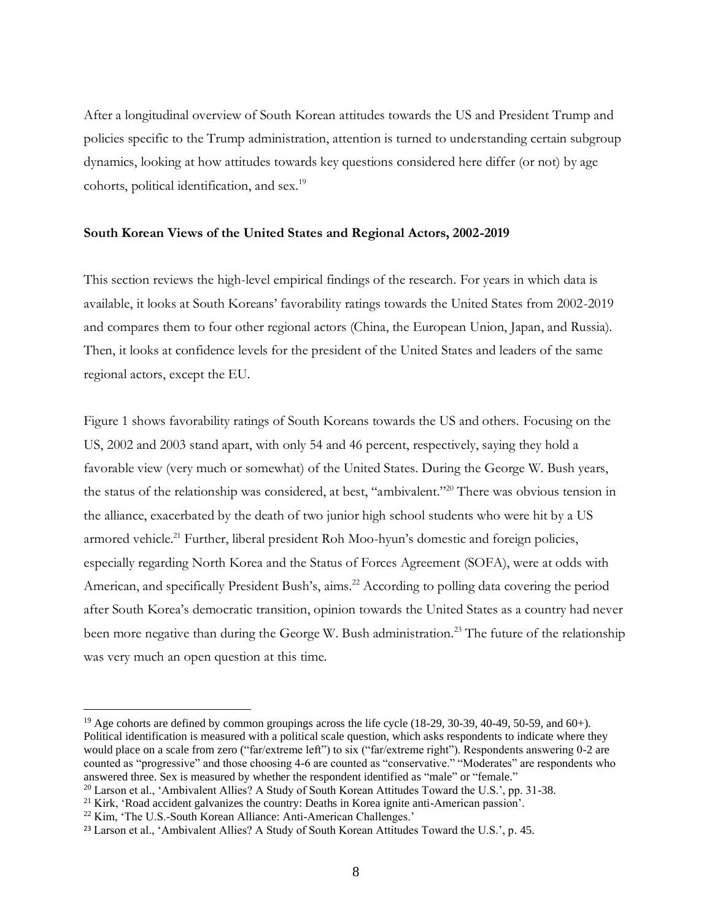After a longitudinal overview of South Korean attitudes towards the US and President Trump and policies specific to the Trump administration, attention is turned to understanding certain subgroup dynamics, looking at how attitudes towards key questions considered here differ (or not) by age cohorts, political identification, and sex.[19]

### South Korean Views of the United States and Regional Actors, 2002-2019

This section reviews the high-level empirical findings of the research. For years in which data is available, it looks at South Koreans' favorability ratings towards the United States from 2002-2019 and compares them to four other regional actors (China, the European Union, Japan, and Russia). Then, it looks at confidence levels for the president of the United States and leaders of the same regional actors, except the EU.

Figure 1 shows favorability ratings of South Koreans towards the US and others. Focusing on the US, 2002 and 2003 stand apart, with only 54 and 46 percent, respectively, saying they hold a favorable view (very much or somewhat) of the United States. During the George W. Bush years, the status of the relationship was considered, at best, "ambivalent."[20] There was obvious tension in the alliance, exacerbated by the death of two junior high school students who were hit by a US armored vehicle.[21] Further, liberal president Roh Moo-hyun's domestic and foreign policies, especially regarding North Korea and the Status of Forces Agreement (SOFA), were at odds with American, and specifically President Bush's, aims.[22] According to polling data covering the period after South Korea's democratic transition, opinion towards the United States as a country had never been more negative than during the George W. Bush administration.[23] The future of the relationship was very much an open question at this time.

---

[19] Age cohorts are defined by common groupings across the life cycle (18-29, 30-39, 40-49, 50-59, and 60+). Political identification is measured with a political scale question, which asks respondents to indicate where they would place on a scale from zero ("far/extreme left") to six ("far/extreme right"). Respondents answering 0-2 are counted as "progressive" and those choosing 4-6 are counted as "conservative." "Moderates" are respondents who answered three. Sex is measured by whether the respondent identified as "male" or "female."

[20] Larson et al., 'Ambivalent Allies? A Study of South Korean Attitudes Toward the U.S.', pp. 31-38.

[21] Kirk, 'Road accident galvanizes the country: Deaths in Korea ignite anti-American passion'.

[22] Kim, 'The U.S.-South Korean Alliance: Anti-American Challenges.'

[23] Larson et al., 'Ambivalent Allies? A Study of South Korean Attitudes Toward the U.S.', p. 45.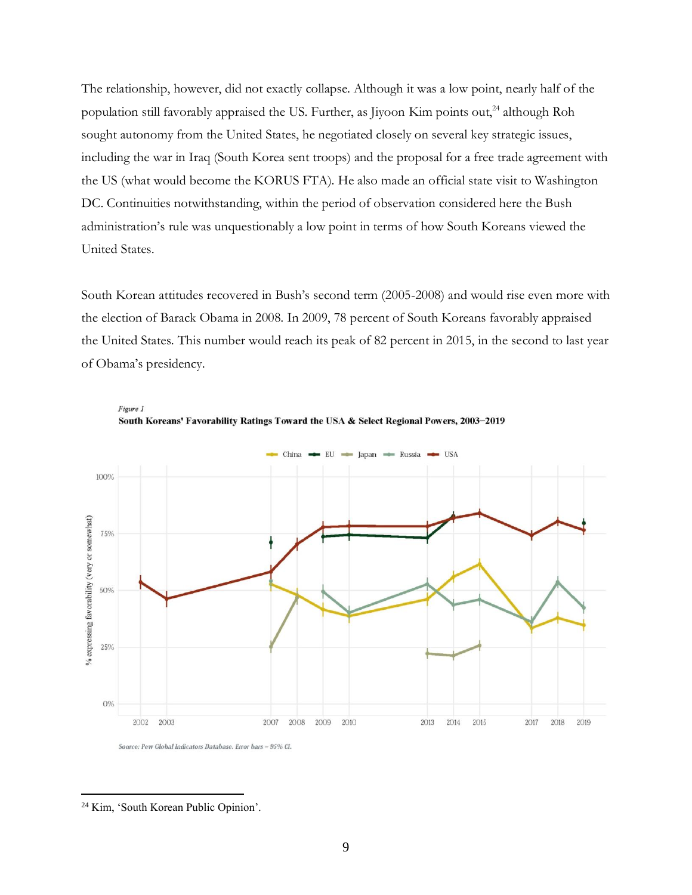The relationship, however, did not exactly collapse. Although it was a low point, nearly half of the population still favorably appraised the US. Further, as Jiyoon Kim points out,[24] although Roh sought autonomy from the United States, he negotiated closely on several key strategic issues, including the war in Iraq (South Korea sent troops) and the proposal for a free trade agreement with the US (what would become the KORUS FTA). He also made an official state visit to Washington DC. Continuities notwithstanding, within the period of observation considered here the Bush administration's rule was unquestionably a low point in terms of how South Koreans viewed the United States.

South Korean attitudes recovered in Bush's second term (2005-2008) and would rise even more with the election of Barack Obama in 2008. In 2009, 78 percent of South Koreans favorably appraised the United States. This number would reach its peak of 82 percent in 2015, in the second to last year of Obama's presidency.

*Figure 1*

**South Koreans' Favorability Ratings Toward the USA & Select Regional Powers, 2003–2019**

Source: Pew Global Indicators Database. Error bars = 95% CI.

---

[24] Kim, 'South Korean Public Opinion'.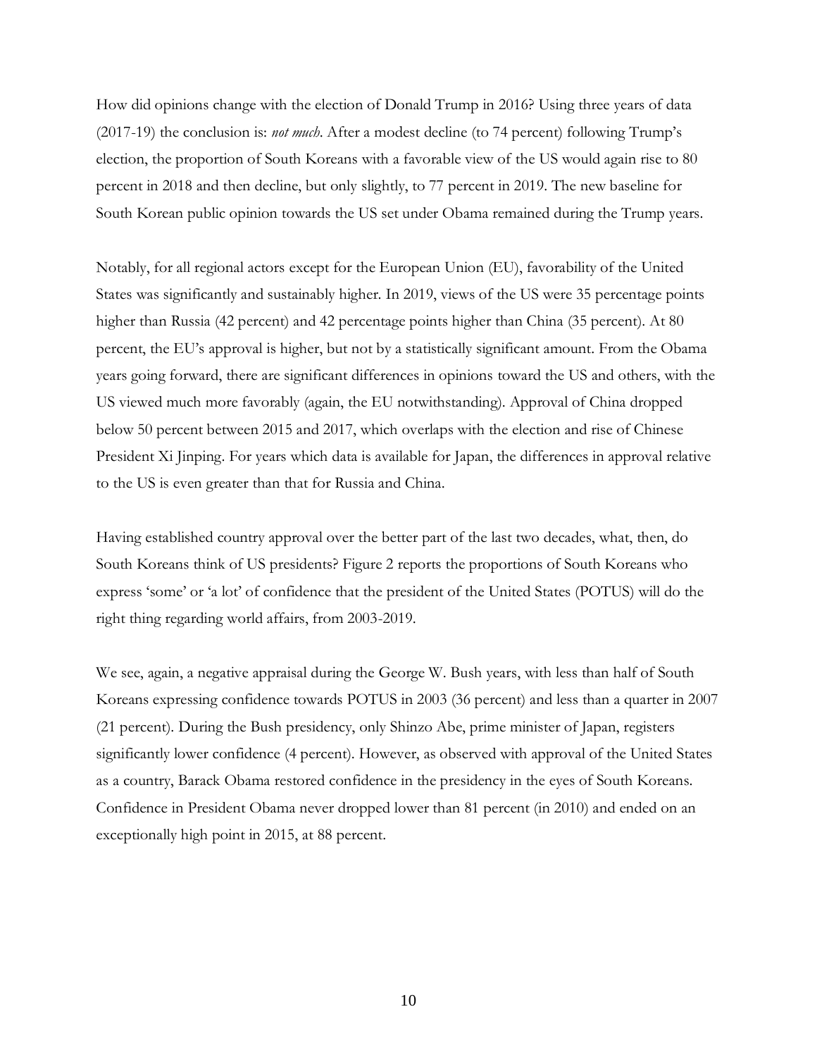How did opinions change with the election of Donald Trump in 2016? Using three years of data (2017-19) the conclusion is: *not much*. After a modest decline (to 74 percent) following Trump's election, the proportion of South Koreans with a favorable view of the US would again rise to 80 percent in 2018 and then decline, but only slightly, to 77 percent in 2019. The new baseline for South Korean public opinion towards the US set under Obama remained during the Trump years.

Notably, for all regional actors except for the European Union (EU), favorability of the United States was significantly and sustainably higher. In 2019, views of the US were 35 percentage points higher than Russia (42 percent) and 42 percentage points higher than China (35 percent). At 80 percent, the EU's approval is higher, but not by a statistically significant amount. From the Obama years going forward, there are significant differences in opinions toward the US and others, with the US viewed much more favorably (again, the EU notwithstanding). Approval of China dropped below 50 percent between 2015 and 2017, which overlaps with the election and rise of Chinese President Xi Jinping. For years which data is available for Japan, the differences in approval relative to the US is even greater than that for Russia and China.

Having established country approval over the better part of the last two decades, what, then, do South Koreans think of US presidents? Figure 2 reports the proportions of South Koreans who express 'some' or 'a lot' of confidence that the president of the United States (POTUS) will do the right thing regarding world affairs, from 2003-2019.

We see, again, a negative appraisal during the George W. Bush years, with less than half of South Koreans expressing confidence towards POTUS in 2003 (36 percent) and less than a quarter in 2007 (21 percent). During the Bush presidency, only Shinzo Abe, prime minister of Japan, registers significantly lower confidence (4 percent). However, as observed with approval of the United States as a country, Barack Obama restored confidence in the presidency in the eyes of South Koreans. Confidence in President Obama never dropped lower than 81 percent (in 2010) and ended on an exceptionally high point in 2015, at 88 percent.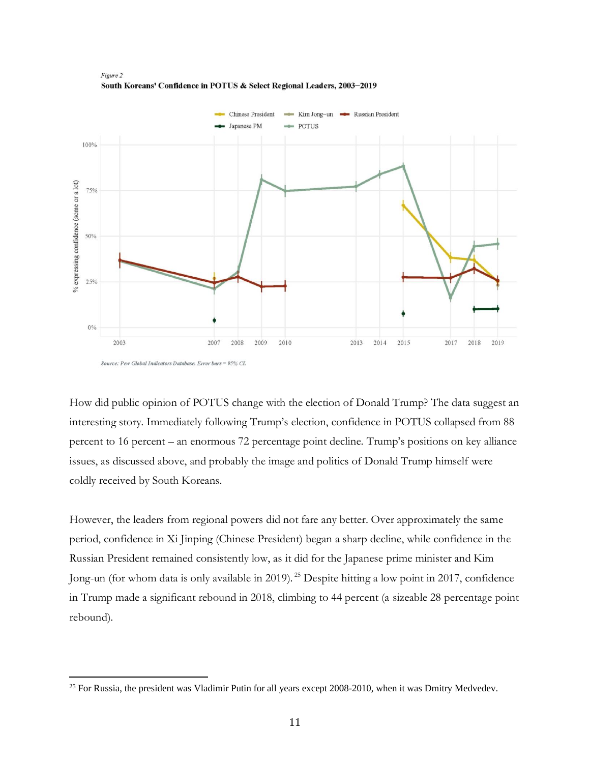*Figure 2*

**South Koreans' Confidence in POTUS & Select Regional Leaders, 2003–2019**

*Source: Pew Global Indicators Database. Error bars = 95% CI.*

How did public opinion of POTUS change with the election of Donald Trump? The data suggest an interesting story. Immediately following Trump's election, confidence in POTUS collapsed from 88 percent to 16 percent – an enormous 72 percentage point decline. Trump's positions on key alliance issues, as discussed above, and probably the image and politics of Donald Trump himself were coldly received by South Koreans.

However, the leaders from regional powers did not fare any better. Over approximately the same period, confidence in Xi Jinping (Chinese President) began a sharp decline, while confidence in the Russian President remained consistently low, as it did for the Japanese prime minister and Kim Jong-un (for whom data is only available in 2019).[25] Despite hitting a low point in 2017, confidence in Trump made a significant rebound in 2018, climbing to 44 percent (a sizeable 28 percentage point rebound).

---

[25] For Russia, the president was Vladimir Putin for all years except 2008-2010, when it was Dmitry Medvedev.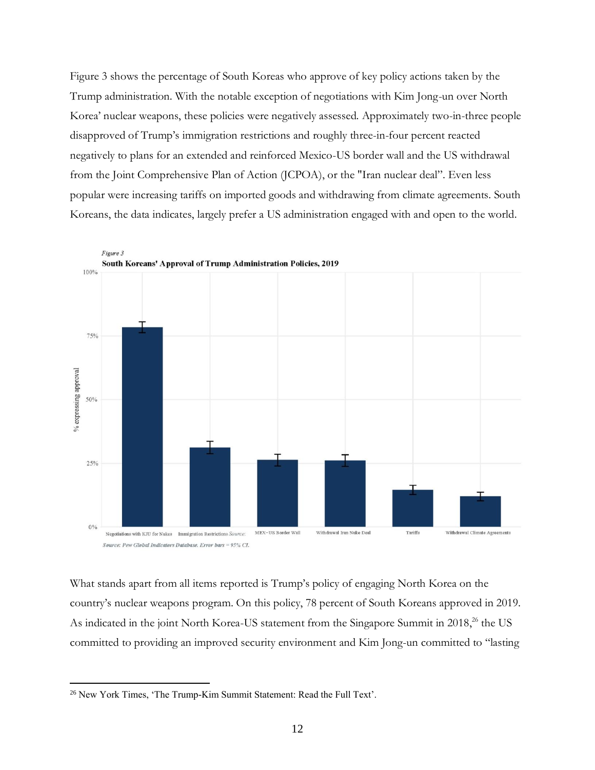Figure 3 shows the percentage of South Koreas who approve of key policy actions taken by the Trump administration. With the notable exception of negotiations with Kim Jong-un over North Korea' nuclear weapons, these policies were negatively assessed. Approximately two-in-three people disapproved of Trump's immigration restrictions and roughly three-in-four percent reacted negatively to plans for an extended and reinforced Mexico-US border wall and the US withdrawal from the Joint Comprehensive Plan of Action (JCPOA), or the "Iran nuclear deal". Even less popular were increasing tariffs on imported goods and withdrawing from climate agreements. South Koreans, the data indicates, largely prefer a US administration engaged with and open to the world.

*Figure 3*

**South Koreans' Approval of Trump Administration Policies, 2019**

*Source: Pew Global Indicators Database. Error bars = 95% CI.*

What stands apart from all items reported is Trump's policy of engaging North Korea on the country's nuclear weapons program. On this policy, 78 percent of South Koreans approved in 2019. As indicated in the joint North Korea-US statement from the Singapore Summit in 2018,[26] the US committed to providing an improved security environment and Kim Jong-un committed to "lasting

[26] New York Times, 'The Trump-Kim Summit Statement: Read the Full Text'.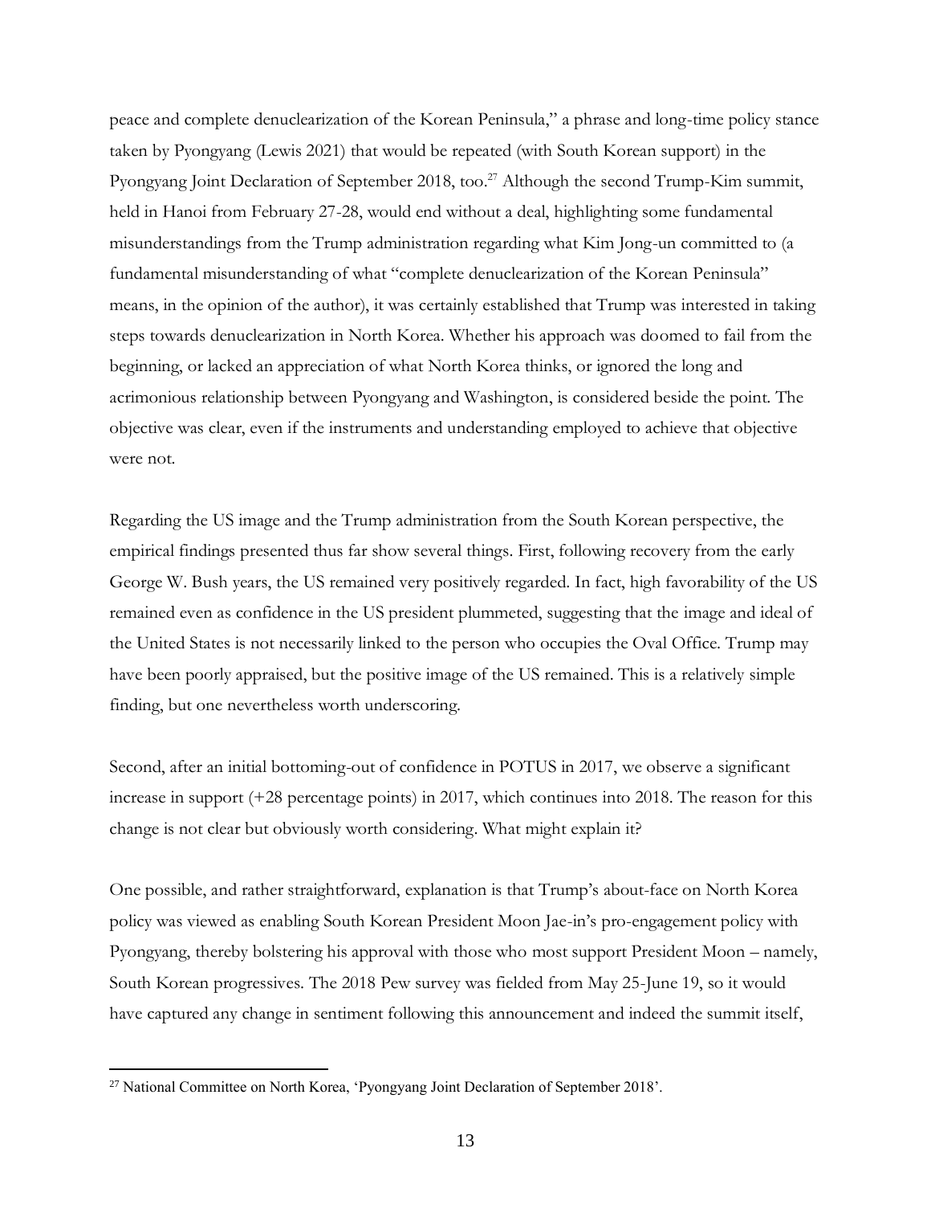peace and complete denuclearization of the Korean Peninsula," a phrase and long-time policy stance taken by Pyongyang (Lewis 2021) that would be repeated (with South Korean support) in the Pyongyang Joint Declaration of September 2018, too.[27] Although the second Trump-Kim summit, held in Hanoi from February 27-28, would end without a deal, highlighting some fundamental misunderstandings from the Trump administration regarding what Kim Jong-un committed to (a fundamental misunderstanding of what "complete denuclearization of the Korean Peninsula" means, in the opinion of the author), it was certainly established that Trump was interested in taking steps towards denuclearization in North Korea. Whether his approach was doomed to fail from the beginning, or lacked an appreciation of what North Korea thinks, or ignored the long and acrimonious relationship between Pyongyang and Washington, is considered beside the point. The objective was clear, even if the instruments and understanding employed to achieve that objective were not.

Regarding the US image and the Trump administration from the South Korean perspective, the empirical findings presented thus far show several things. First, following recovery from the early George W. Bush years, the US remained very positively regarded. In fact, high favorability of the US remained even as confidence in the US president plummeted, suggesting that the image and ideal of the United States is not necessarily linked to the person who occupies the Oval Office. Trump may have been poorly appraised, but the positive image of the US remained. This is a relatively simple finding, but one nevertheless worth underscoring.

Second, after an initial bottoming-out of confidence in POTUS in 2017, we observe a significant increase in support (+28 percentage points) in 2017, which continues into 2018. The reason for this change is not clear but obviously worth considering. What might explain it?

One possible, and rather straightforward, explanation is that Trump's about-face on North Korea policy was viewed as enabling South Korean President Moon Jae-in's pro-engagement policy with Pyongyang, thereby bolstering his approval with those who most support President Moon – namely, South Korean progressives. The 2018 Pew survey was fielded from May 25-June 19, so it would have captured any change in sentiment following this announcement and indeed the summit itself,

[27] National Committee on North Korea, 'Pyongyang Joint Declaration of September 2018'.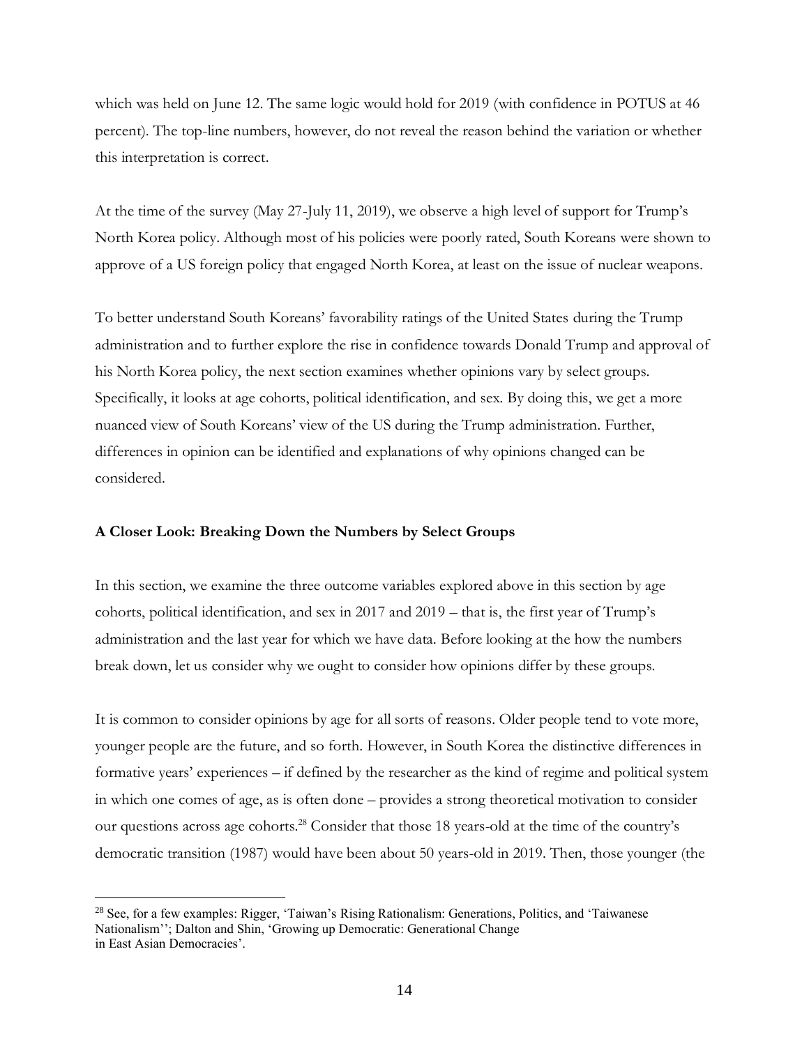which was held on June 12. The same logic would hold for 2019 (with confidence in POTUS at 46 percent). The top-line numbers, however, do not reveal the reason behind the variation or whether this interpretation is correct.

At the time of the survey (May 27-July 11, 2019), we observe a high level of support for Trump's North Korea policy. Although most of his policies were poorly rated, South Koreans were shown to approve of a US foreign policy that engaged North Korea, at least on the issue of nuclear weapons.

To better understand South Koreans' favorability ratings of the United States during the Trump administration and to further explore the rise in confidence towards Donald Trump and approval of his North Korea policy, the next section examines whether opinions vary by select groups. Specifically, it looks at age cohorts, political identification, and sex. By doing this, we get a more nuanced view of South Koreans' view of the US during the Trump administration. Further, differences in opinion can be identified and explanations of why opinions changed can be considered.

### A Closer Look: Breaking Down the Numbers by Select Groups

In this section, we examine the three outcome variables explored above in this section by age cohorts, political identification, and sex in 2017 and 2019 – that is, the first year of Trump's administration and the last year for which we have data. Before looking at the how the numbers break down, let us consider why we ought to consider how opinions differ by these groups.

It is common to consider opinions by age for all sorts of reasons. Older people tend to vote more, younger people are the future, and so forth. However, in South Korea the distinctive differences in formative years' experiences – if defined by the researcher as the kind of regime and political system in which one comes of age, as is often done – provides a strong theoretical motivation to consider our questions across age cohorts.[28] Consider that those 18 years-old at the time of the country's democratic transition (1987) would have been about 50 years-old in 2019. Then, those younger (the

---

[28] See, for a few examples: Rigger, 'Taiwan's Rising Rationalism: Generations, Politics, and 'Taiwanese Nationalism''; Dalton and Shin, 'Growing up Democratic: Generational Change in East Asian Democracies'.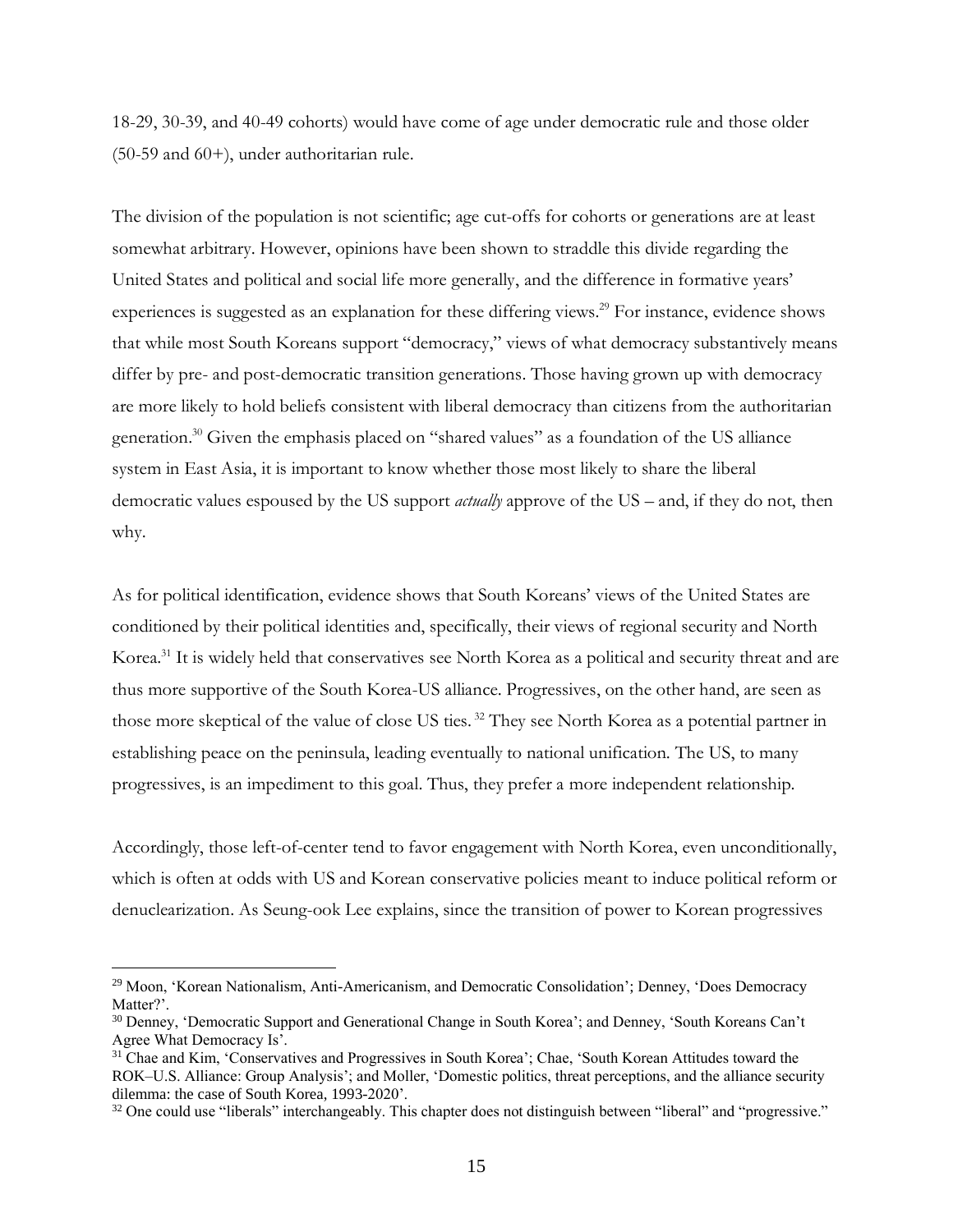18-29, 30-39, and 40-49 cohorts) would have come of age under democratic rule and those older (50-59 and 60+), under authoritarian rule.

The division of the population is not scientific; age cut-offs for cohorts or generations are at least somewhat arbitrary. However, opinions have been shown to straddle this divide regarding the United States and political and social life more generally, and the difference in formative years' experiences is suggested as an explanation for these differing views.[29] For instance, evidence shows that while most South Koreans support "democracy," views of what democracy substantively means differ by pre- and post-democratic transition generations. Those having grown up with democracy are more likely to hold beliefs consistent with liberal democracy than citizens from the authoritarian generation.[30] Given the emphasis placed on "shared values" as a foundation of the US alliance system in East Asia, it is important to know whether those most likely to share the liberal democratic values espoused by the US support *actually* approve of the US – and, if they do not, then why.

As for political identification, evidence shows that South Koreans' views of the United States are conditioned by their political identities and, specifically, their views of regional security and North Korea.[31] It is widely held that conservatives see North Korea as a political and security threat and are thus more supportive of the South Korea-US alliance. Progressives, on the other hand, are seen as those more skeptical of the value of close US ties.[32] They see North Korea as a potential partner in establishing peace on the peninsula, leading eventually to national unification. The US, to many progressives, is an impediment to this goal. Thus, they prefer a more independent relationship.

Accordingly, those left-of-center tend to favor engagement with North Korea, even unconditionally, which is often at odds with US and Korean conservative policies meant to induce political reform or denuclearization. As Seung-ook Lee explains, since the transition of power to Korean progressives

---

[29] Moon, 'Korean Nationalism, Anti-Americanism, and Democratic Consolidation'; Denney, 'Does Democracy Matter?'.

[30] Denney, 'Democratic Support and Generational Change in South Korea'; and Denney, 'South Koreans Can't Agree What Democracy Is'.

[31] Chae and Kim, 'Conservatives and Progressives in South Korea'; Chae, 'South Korean Attitudes toward the ROK–U.S. Alliance: Group Analysis'; and Moller, 'Domestic politics, threat perceptions, and the alliance security dilemma: the case of South Korea, 1993-2020'.

[32] One could use "liberals" interchangeably. This chapter does not distinguish between "liberal" and "progressive."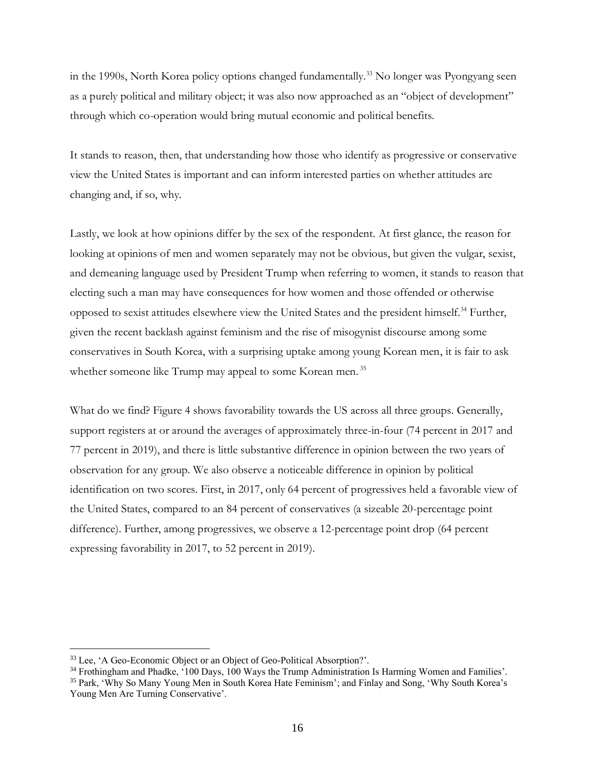in the 1990s, North Korea policy options changed fundamentally.[33] No longer was Pyongyang seen as a purely political and military object; it was also now approached as an "object of development" through which co-operation would bring mutual economic and political benefits.

It stands to reason, then, that understanding how those who identify as progressive or conservative view the United States is important and can inform interested parties on whether attitudes are changing and, if so, why.

Lastly, we look at how opinions differ by the sex of the respondent. At first glance, the reason for looking at opinions of men and women separately may not be obvious, but given the vulgar, sexist, and demeaning language used by President Trump when referring to women, it stands to reason that electing such a man may have consequences for how women and those offended or otherwise opposed to sexist attitudes elsewhere view the United States and the president himself.[34] Further, given the recent backlash against feminism and the rise of misogynist discourse among some conservatives in South Korea, with a surprising uptake among young Korean men, it is fair to ask whether someone like Trump may appeal to some Korean men.[35]

What do we find? Figure 4 shows favorability towards the US across all three groups. Generally, support registers at or around the averages of approximately three-in-four (74 percent in 2017 and 77 percent in 2019), and there is little substantive difference in opinion between the two years of observation for any group. We also observe a noticeable difference in opinion by political identification on two scores. First, in 2017, only 64 percent of progressives held a favorable view of the United States, compared to an 84 percent of conservatives (a sizeable 20-percentage point difference). Further, among progressives, we observe a 12-percentage point drop (64 percent expressing favorability in 2017, to 52 percent in 2019).

---

[33] Lee, 'A Geo-Economic Object or an Object of Geo-Political Absorption?'.

[34] Frothingham and Phadke, '100 Days, 100 Ways the Trump Administration Is Harming Women and Families'.

[35] Park, 'Why So Many Young Men in South Korea Hate Feminism'; and Finlay and Song, 'Why South Korea's Young Men Are Turning Conservative'.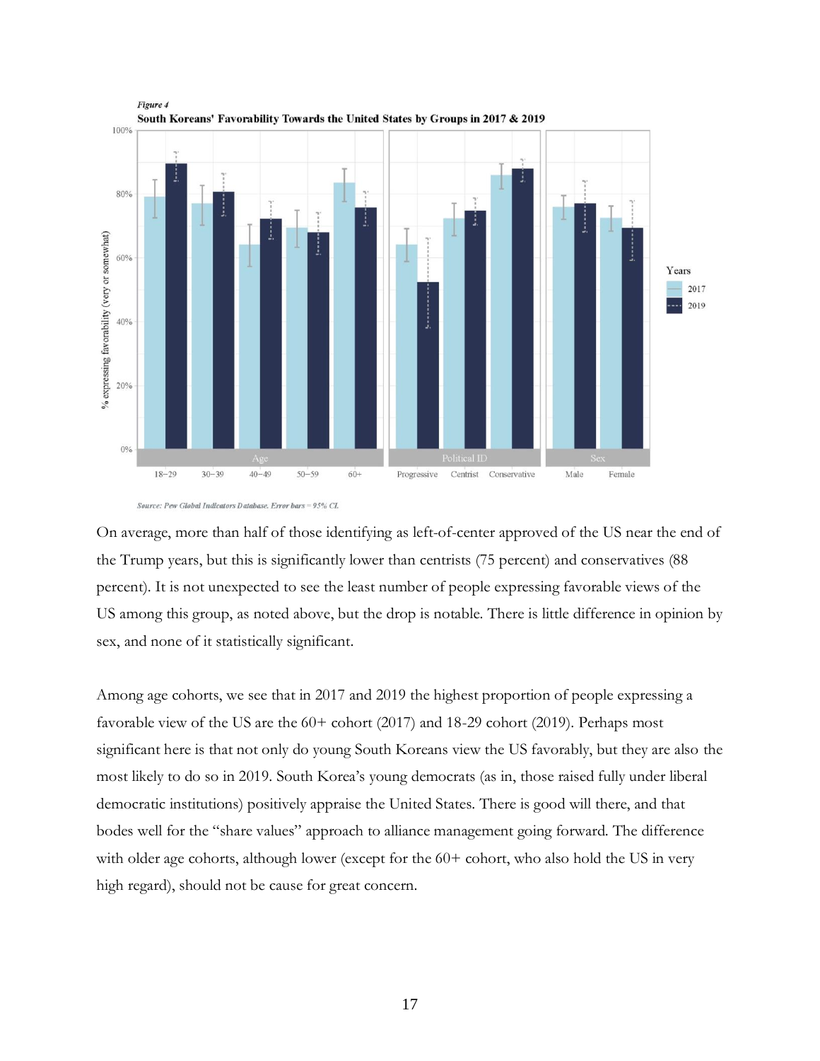*Figure 4*

**South Koreans' Favorability Towards the United States by Groups in 2017 & 2019**

*Source: Pew Global Indicators Database. Error bars = 95% CI.*

On average, more than half of those identifying as left-of-center approved of the US near the end of the Trump years, but this is significantly lower than centrists (75 percent) and conservatives (88 percent). It is not unexpected to see the least number of people expressing favorable views of the US among this group, as noted above, but the drop is notable. There is little difference in opinion by sex, and none of it statistically significant.

Among age cohorts, we see that in 2017 and 2019 the highest proportion of people expressing a favorable view of the US are the 60+ cohort (2017) and 18-29 cohort (2019). Perhaps most significant here is that not only do young South Koreans view the US favorably, but they are also the most likely to do so in 2019. South Korea's young democrats (as in, those raised fully under liberal democratic institutions) positively appraise the United States. There is good will there, and that bodes well for the "share values" approach to alliance management going forward. The difference with older age cohorts, although lower (except for the 60+ cohort, who also hold the US in very high regard), should not be cause for great concern.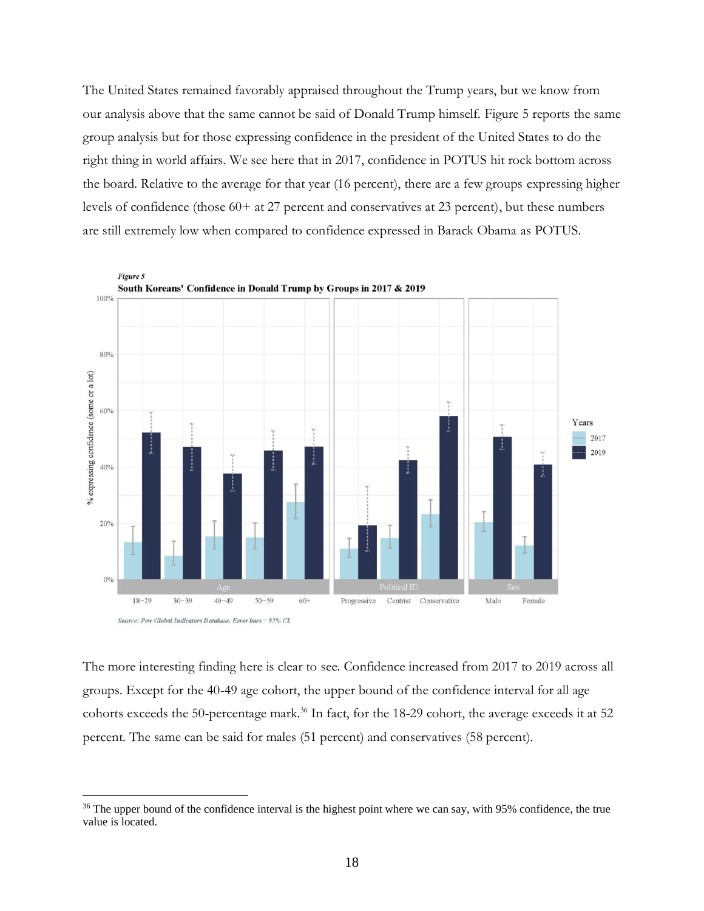The United States remained favorably appraised throughout the Trump years, but we know from our analysis above that the same cannot be said of Donald Trump himself. Figure 5 reports the same group analysis but for those expressing confidence in the president of the United States to do the right thing in world affairs. We see here that in 2017, confidence in POTUS hit rock bottom across the board. Relative to the average for that year (16 percent), there are a few groups expressing higher levels of confidence (those 60+ at 27 percent and conservatives at 23 percent), but these numbers are still extremely low when compared to confidence expressed in Barack Obama as POTUS.

*Figure 5*

**South Koreans' Confidence in Donald Trump by Groups in 2017 & 2019**

*Source: Pew Global Indicators Database. Error bars = 95% CI.*

The more interesting finding here is clear to see. Confidence increased from 2017 to 2019 across all groups. Except for the 40-49 age cohort, the upper bound of the confidence interval for all age cohorts exceeds the 50-percentage mark.[36] In fact, for the 18-29 cohort, the average exceeds it at 52 percent. The same can be said for males (51 percent) and conservatives (58 percent).

---

[36] The upper bound of the confidence interval is the highest point where we can say, with 95% confidence, the true value is located.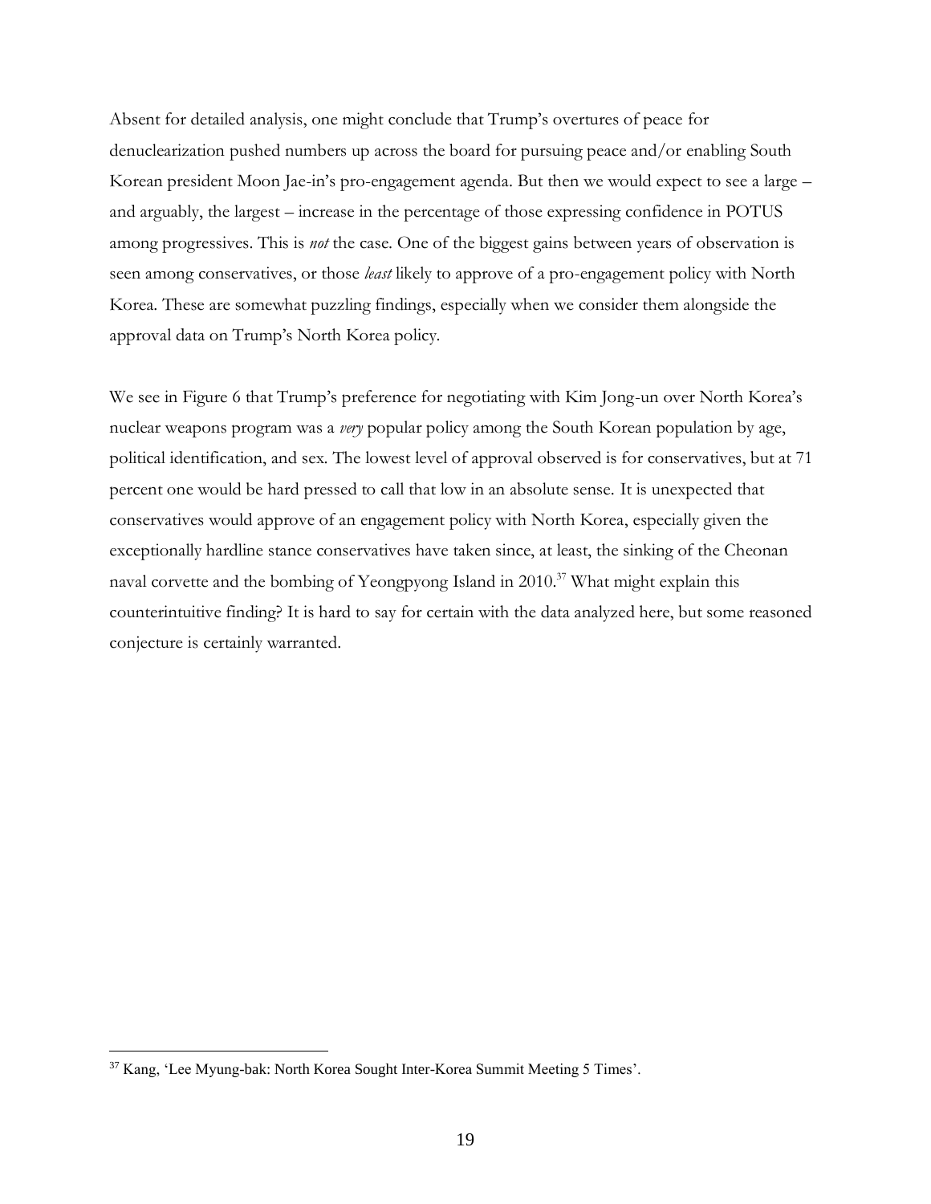Absent for detailed analysis, one might conclude that Trump's overtures of peace for denuclearization pushed numbers up across the board for pursuing peace and/or enabling South Korean president Moon Jae-in's pro-engagement agenda. But then we would expect to see a large – and arguably, the largest – increase in the percentage of those expressing confidence in POTUS among progressives. This is *not* the case. One of the biggest gains between years of observation is seen among conservatives, or those *least* likely to approve of a pro-engagement policy with North Korea. These are somewhat puzzling findings, especially when we consider them alongside the approval data on Trump's North Korea policy.

We see in Figure 6 that Trump's preference for negotiating with Kim Jong-un over North Korea's nuclear weapons program was a *very* popular policy among the South Korean population by age, political identification, and sex. The lowest level of approval observed is for conservatives, but at 71 percent one would be hard pressed to call that low in an absolute sense. It is unexpected that conservatives would approve of an engagement policy with North Korea, especially given the exceptionally hardline stance conservatives have taken since, at least, the sinking of the Cheonan naval corvette and the bombing of Yeongpyong Island in 2010.[37] What might explain this counterintuitive finding? It is hard to say for certain with the data analyzed here, but some reasoned conjecture is certainly warranted.

---

[37] Kang, 'Lee Myung-bak: North Korea Sought Inter-Korea Summit Meeting 5 Times'.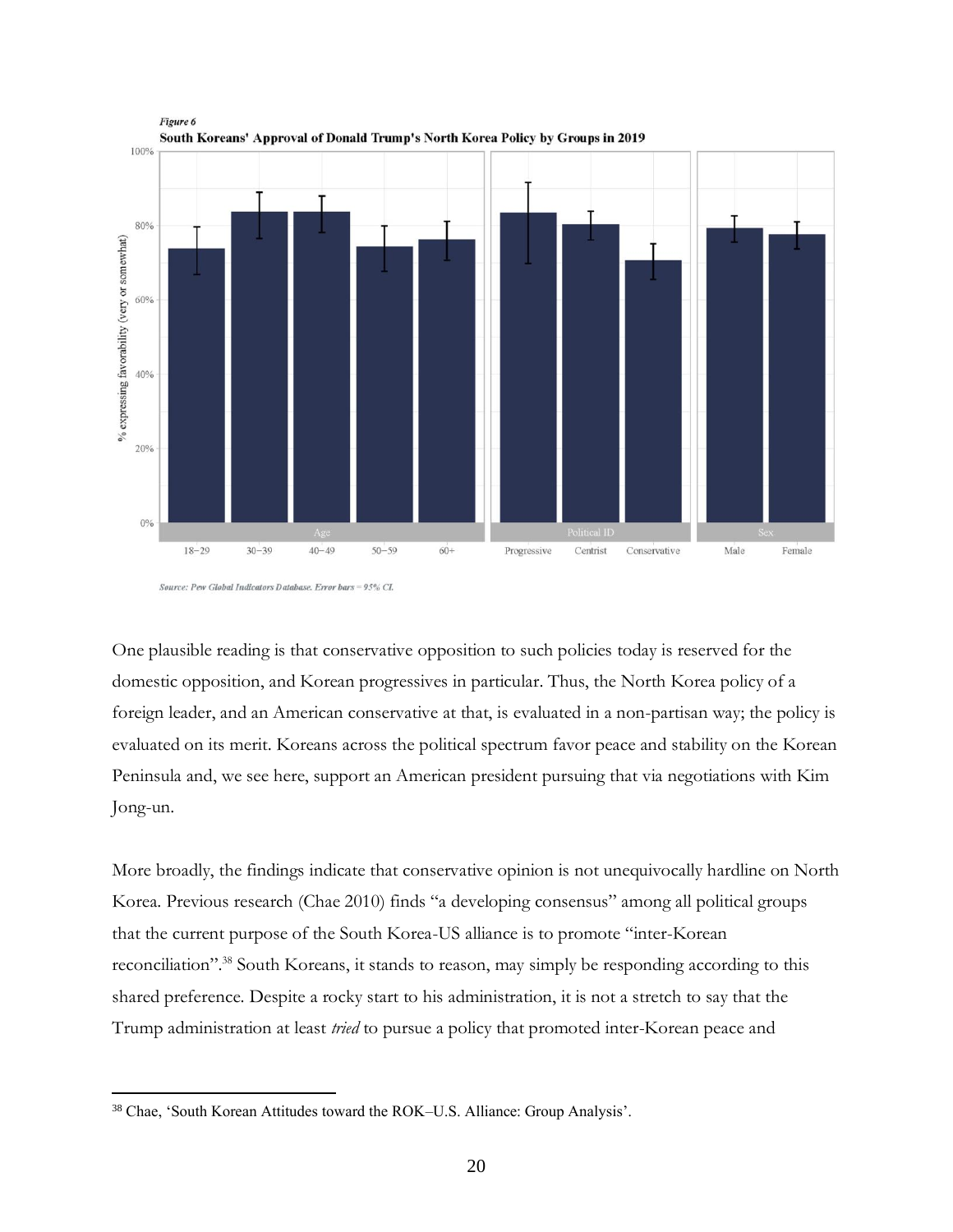*Figure 6*

**South Koreans' Approval of Donald Trump's North Korea Policy by Groups in 2019**

*Source: Pew Global Indicators Database. Error bars = 95% CI.*

One plausible reading is that conservative opposition to such policies today is reserved for the domestic opposition, and Korean progressives in particular. Thus, the North Korea policy of a foreign leader, and an American conservative at that, is evaluated in a non-partisan way; the policy is evaluated on its merit. Koreans across the political spectrum favor peace and stability on the Korean Peninsula and, we see here, support an American president pursuing that via negotiations with Kim Jong-un.

More broadly, the findings indicate that conservative opinion is not unequivocally hardline on North Korea. Previous research (Chae 2010) finds "a developing consensus" among all political groups that the current purpose of the South Korea-US alliance is to promote "inter-Korean reconciliation".[38] South Koreans, it stands to reason, may simply be responding according to this shared preference. Despite a rocky start to his administration, it is not a stretch to say that the Trump administration at least *tried* to pursue a policy that promoted inter-Korean peace and

[38] Chae, 'South Korean Attitudes toward the ROK–U.S. Alliance: Group Analysis'.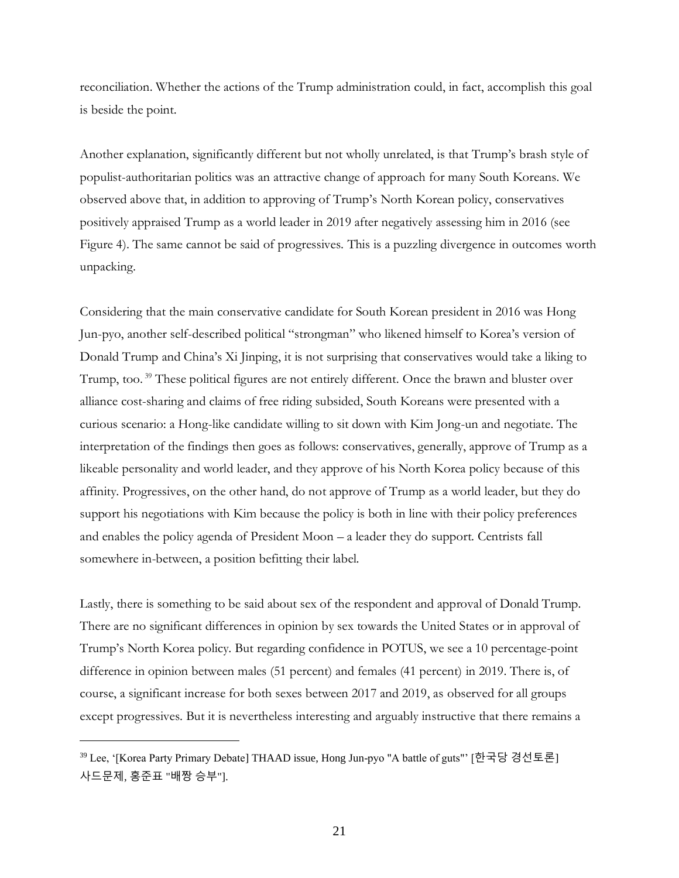reconciliation. Whether the actions of the Trump administration could, in fact, accomplish this goal is beside the point.

Another explanation, significantly different but not wholly unrelated, is that Trump's brash style of populist-authoritarian politics was an attractive change of approach for many South Koreans. We observed above that, in addition to approving of Trump's North Korean policy, conservatives positively appraised Trump as a world leader in 2019 after negatively assessing him in 2016 (see Figure 4). The same cannot be said of progressives. This is a puzzling divergence in outcomes worth unpacking.

Considering that the main conservative candidate for South Korean president in 2016 was Hong Jun-pyo, another self-described political "strongman" who likened himself to Korea's version of Donald Trump and China's Xi Jinping, it is not surprising that conservatives would take a liking to Trump, too.[39] These political figures are not entirely different. Once the brawn and bluster over alliance cost-sharing and claims of free riding subsided, South Koreans were presented with a curious scenario: a Hong-like candidate willing to sit down with Kim Jong-un and negotiate. The interpretation of the findings then goes as follows: conservatives, generally, approve of Trump as a likeable personality and world leader, and they approve of his North Korea policy because of this affinity. Progressives, on the other hand, do not approve of Trump as a world leader, but they do support his negotiations with Kim because the policy is both in line with their policy preferences and enables the policy agenda of President Moon – a leader they do support. Centrists fall somewhere in-between, a position befitting their label.

Lastly, there is something to be said about sex of the respondent and approval of Donald Trump. There are no significant differences in opinion by sex towards the United States or in approval of Trump's North Korea policy. But regarding confidence in POTUS, we see a 10 percentage-point difference in opinion between males (51 percent) and females (41 percent) in 2019. There is, of course, a significant increase for both sexes between 2017 and 2019, as observed for all groups except progressives. But it is nevertheless interesting and arguably instructive that there remains a

---

[39] Lee, '[Korea Party Primary Debate] THAAD issue, Hong Jun-pyo "A battle of guts"' [한국당 경선토론] 사드문제, 홍준표 "배짱 승부"].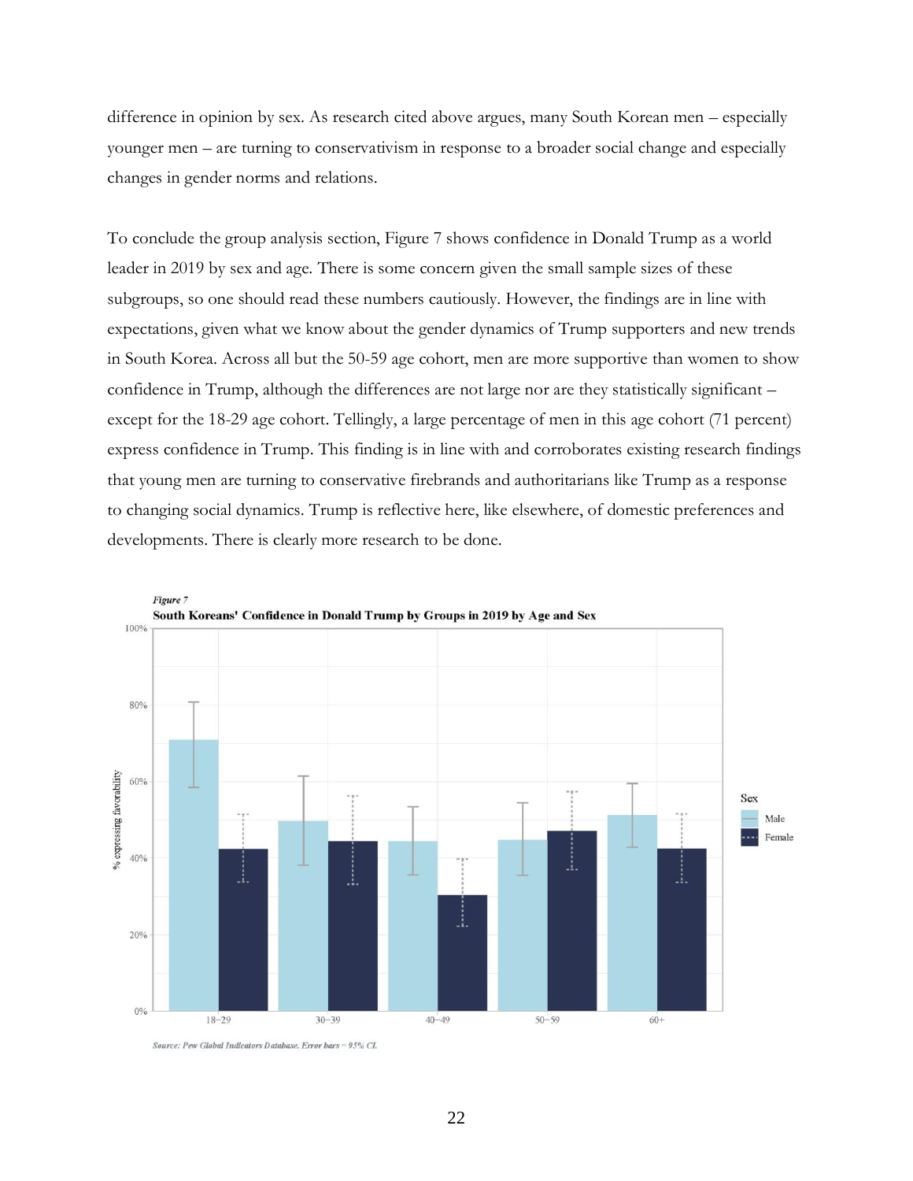difference in opinion by sex. As research cited above argues, many South Korean men – especially younger men – are turning to conservativism in response to a broader social change and especially changes in gender norms and relations.

To conclude the group analysis section, Figure 7 shows confidence in Donald Trump as a world leader in 2019 by sex and age. There is some concern given the small sample sizes of these subgroups, so one should read these numbers cautiously. However, the findings are in line with expectations, given what we know about the gender dynamics of Trump supporters and new trends in South Korea. Across all but the 50-59 age cohort, men are more supportive than women to show confidence in Trump, although the differences are not large nor are they statistically significant – except for the 18-29 age cohort. Tellingly, a large percentage of men in this age cohort (71 percent) express confidence in Trump. This finding is in line with and corroborates existing research findings that young men are turning to conservative firebrands and authoritarians like Trump as a response to changing social dynamics. Trump is reflective here, like elsewhere, of domestic preferences and developments. There is clearly more research to be done.

*Figure 7*

**South Koreans' Confidence in Donald Trump by Groups in 2019 by Age and Sex**

*Source: Pew Global Indicators Database. Error bars = 95% CI.*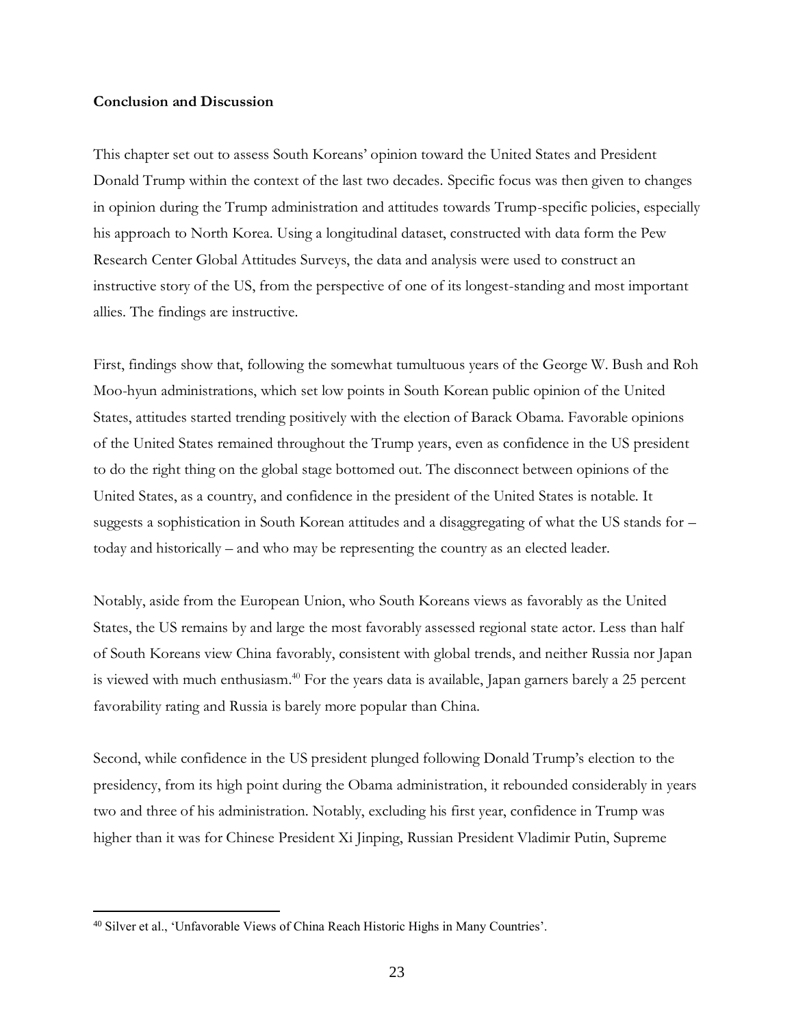**Conclusion and Discussion**

This chapter set out to assess South Koreans' opinion toward the United States and President Donald Trump within the context of the last two decades. Specific focus was then given to changes in opinion during the Trump administration and attitudes towards Trump-specific policies, especially his approach to North Korea. Using a longitudinal dataset, constructed with data form the Pew Research Center Global Attitudes Surveys, the data and analysis were used to construct an instructive story of the US, from the perspective of one of its longest-standing and most important allies. The findings are instructive.

First, findings show that, following the somewhat tumultuous years of the George W. Bush and Roh Moo-hyun administrations, which set low points in South Korean public opinion of the United States, attitudes started trending positively with the election of Barack Obama. Favorable opinions of the United States remained throughout the Trump years, even as confidence in the US president to do the right thing on the global stage bottomed out. The disconnect between opinions of the United States, as a country, and confidence in the president of the United States is notable. It suggests a sophistication in South Korean attitudes and a disaggregating of what the US stands for – today and historically – and who may be representing the country as an elected leader.

Notably, aside from the European Union, who South Koreans views as favorably as the United States, the US remains by and large the most favorably assessed regional state actor. Less than half of South Koreans view China favorably, consistent with global trends, and neither Russia nor Japan is viewed with much enthusiasm.[40] For the years data is available, Japan garners barely a 25 percent favorability rating and Russia is barely more popular than China.

Second, while confidence in the US president plunged following Donald Trump's election to the presidency, from its high point during the Obama administration, it rebounded considerably in years two and three of his administration. Notably, excluding his first year, confidence in Trump was higher than it was for Chinese President Xi Jinping, Russian President Vladimir Putin, Supreme

[40] Silver et al., 'Unfavorable Views of China Reach Historic Highs in Many Countries'.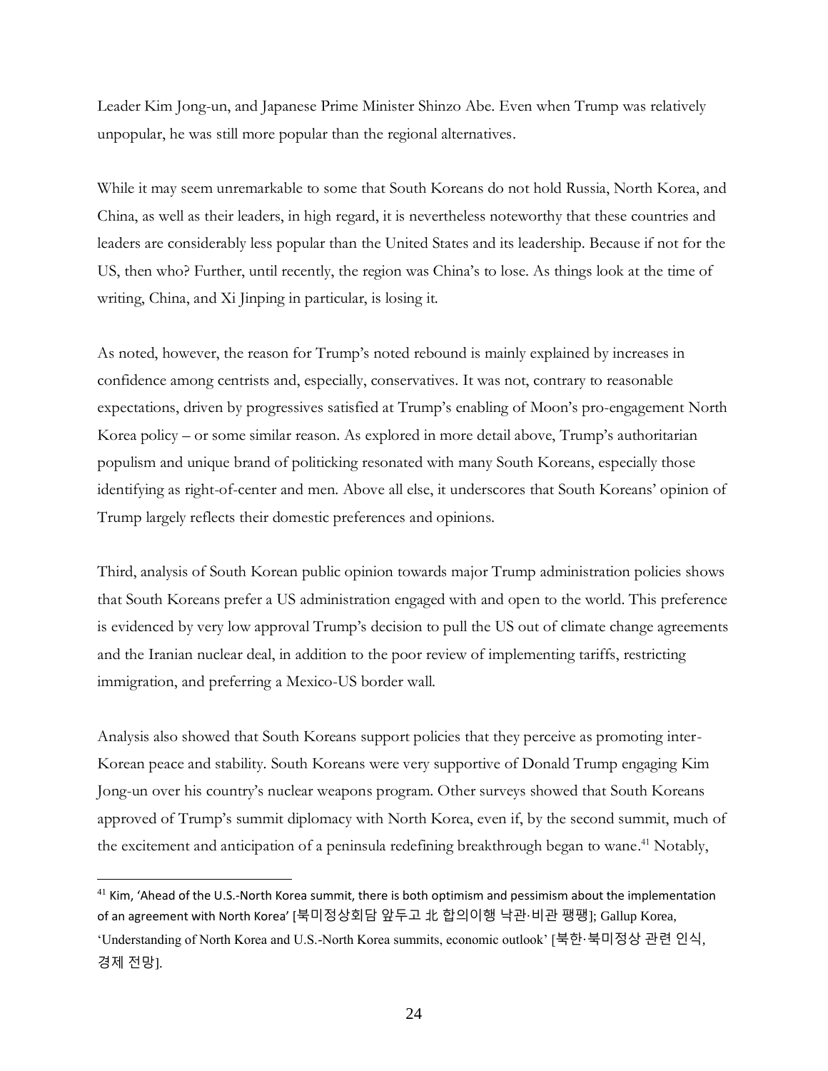Leader Kim Jong-un, and Japanese Prime Minister Shinzo Abe. Even when Trump was relatively unpopular, he was still more popular than the regional alternatives.

While it may seem unremarkable to some that South Koreans do not hold Russia, North Korea, and China, as well as their leaders, in high regard, it is nevertheless noteworthy that these countries and leaders are considerably less popular than the United States and its leadership. Because if not for the US, then who? Further, until recently, the region was China's to lose. As things look at the time of writing, China, and Xi Jinping in particular, is losing it.

As noted, however, the reason for Trump's noted rebound is mainly explained by increases in confidence among centrists and, especially, conservatives. It was not, contrary to reasonable expectations, driven by progressives satisfied at Trump's enabling of Moon's pro-engagement North Korea policy – or some similar reason. As explored in more detail above, Trump's authoritarian populism and unique brand of politicking resonated with many South Koreans, especially those identifying as right-of-center and men. Above all else, it underscores that South Koreans' opinion of Trump largely reflects their domestic preferences and opinions.

Third, analysis of South Korean public opinion towards major Trump administration policies shows that South Koreans prefer a US administration engaged with and open to the world. This preference is evidenced by very low approval Trump's decision to pull the US out of climate change agreements and the Iranian nuclear deal, in addition to the poor review of implementing tariffs, restricting immigration, and preferring a Mexico-US border wall.

Analysis also showed that South Koreans support policies that they perceive as promoting inter-Korean peace and stability. South Koreans were very supportive of Donald Trump engaging Kim Jong-un over his country's nuclear weapons program. Other surveys showed that South Koreans approved of Trump's summit diplomacy with North Korea, even if, by the second summit, much of the excitement and anticipation of a peninsula redefining breakthrough began to wane.[41] Notably,

---

[41] Kim, 'Ahead of the U.S.-North Korea summit, there is both optimism and pessimism about the implementation of an agreement with North Korea' [북미정상회담 앞두고 北 합의이행 낙관·비관 팽팽]; Gallup Korea, 'Understanding of North Korea and U.S.-North Korea summits, economic outlook' [북한·북미정상 관련 인식, 경제 전망].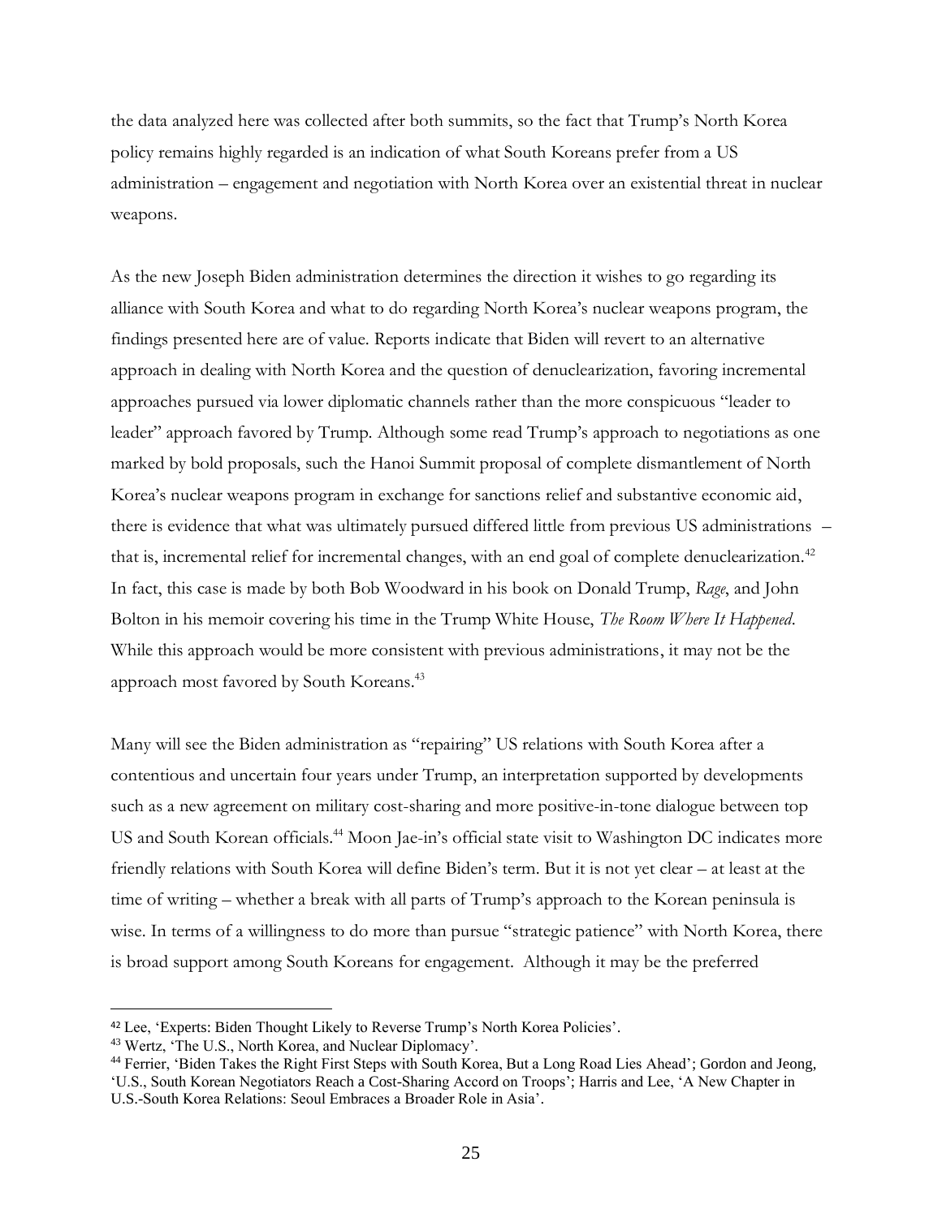the data analyzed here was collected after both summits, so the fact that Trump's North Korea policy remains highly regarded is an indication of what South Koreans prefer from a US administration – engagement and negotiation with North Korea over an existential threat in nuclear weapons.

As the new Joseph Biden administration determines the direction it wishes to go regarding its alliance with South Korea and what to do regarding North Korea's nuclear weapons program, the findings presented here are of value. Reports indicate that Biden will revert to an alternative approach in dealing with North Korea and the question of denuclearization, favoring incremental approaches pursued via lower diplomatic channels rather than the more conspicuous "leader to leader" approach favored by Trump. Although some read Trump's approach to negotiations as one marked by bold proposals, such the Hanoi Summit proposal of complete dismantlement of North Korea's nuclear weapons program in exchange for sanctions relief and substantive economic aid, there is evidence that what was ultimately pursued differed little from previous US administrations – that is, incremental relief for incremental changes, with an end goal of complete denuclearization.[42] In fact, this case is made by both Bob Woodward in his book on Donald Trump, *Rage*, and John Bolton in his memoir covering his time in the Trump White House, *The Room Where It Happened*. While this approach would be more consistent with previous administrations, it may not be the approach most favored by South Koreans.[43]

Many will see the Biden administration as "repairing" US relations with South Korea after a contentious and uncertain four years under Trump, an interpretation supported by developments such as a new agreement on military cost-sharing and more positive-in-tone dialogue between top US and South Korean officials.[44] Moon Jae-in's official state visit to Washington DC indicates more friendly relations with South Korea will define Biden's term. But it is not yet clear – at least at the time of writing – whether a break with all parts of Trump's approach to the Korean peninsula is wise. In terms of a willingness to do more than pursue "strategic patience" with North Korea, there is broad support among South Koreans for engagement. Although it may be the preferred

---

[42] Lee, 'Experts: Biden Thought Likely to Reverse Trump's North Korea Policies'.

[43] Wertz, 'The U.S., North Korea, and Nuclear Diplomacy'.

[44] Ferrier, 'Biden Takes the Right First Steps with South Korea, But a Long Road Lies Ahead'; Gordon and Jeong, 'U.S., South Korean Negotiators Reach a Cost-Sharing Accord on Troops'; Harris and Lee, 'A New Chapter in U.S.-South Korea Relations: Seoul Embraces a Broader Role in Asia'.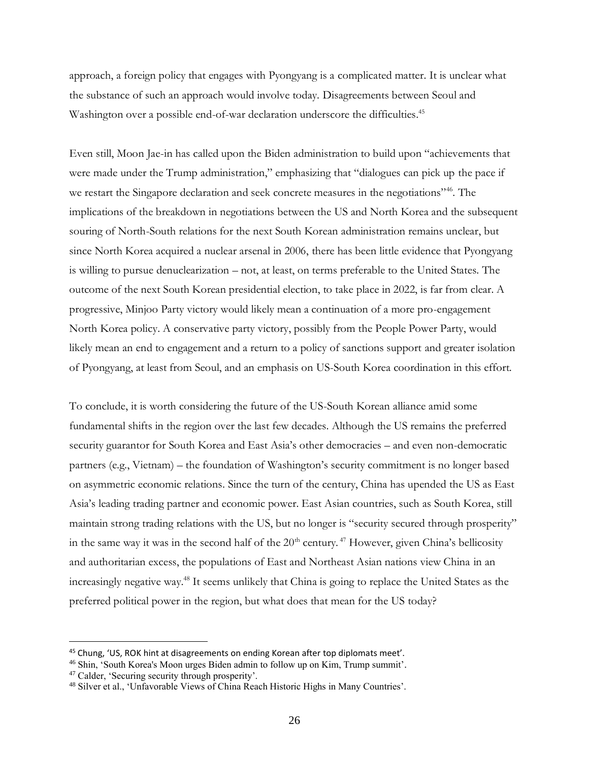approach, a foreign policy that engages with Pyongyang is a complicated matter. It is unclear what the substance of such an approach would involve today. Disagreements between Seoul and Washington over a possible end-of-war declaration underscore the difficulties.[45]

Even still, Moon Jae-in has called upon the Biden administration to build upon "achievements that were made under the Trump administration," emphasizing that "dialogues can pick up the pace if we restart the Singapore declaration and seek concrete measures in the negotiations"[46]. The implications of the breakdown in negotiations between the US and North Korea and the subsequent souring of North-South relations for the next South Korean administration remains unclear, but since North Korea acquired a nuclear arsenal in 2006, there has been little evidence that Pyongyang is willing to pursue denuclearization – not, at least, on terms preferable to the United States. The outcome of the next South Korean presidential election, to take place in 2022, is far from clear. A progressive, Minjoo Party victory would likely mean a continuation of a more pro-engagement North Korea policy. A conservative party victory, possibly from the People Power Party, would likely mean an end to engagement and a return to a policy of sanctions support and greater isolation of Pyongyang, at least from Seoul, and an emphasis on US-South Korea coordination in this effort.

To conclude, it is worth considering the future of the US-South Korean alliance amid some fundamental shifts in the region over the last few decades. Although the US remains the preferred security guarantor for South Korea and East Asia's other democracies – and even non-democratic partners (e.g., Vietnam) – the foundation of Washington's security commitment is no longer based on asymmetric economic relations. Since the turn of the century, China has upended the US as East Asia's leading trading partner and economic power. East Asian countries, such as South Korea, still maintain strong trading relations with the US, but no longer is "security secured through prosperity" in the same way it was in the second half of the 20th century.[47] However, given China's bellicosity and authoritarian excess, the populations of East and Northeast Asian nations view China in an increasingly negative way.[48] It seems unlikely that China is going to replace the United States as the preferred political power in the region, but what does that mean for the US today?

[45] Chung, 'US, ROK hint at disagreements on ending Korean after top diplomats meet'.
[46] Shin, 'South Korea's Moon urges Biden admin to follow up on Kim, Trump summit'.
[47] Calder, 'Securing security through prosperity'.
[48] Silver et al., 'Unfavorable Views of China Reach Historic Highs in Many Countries'.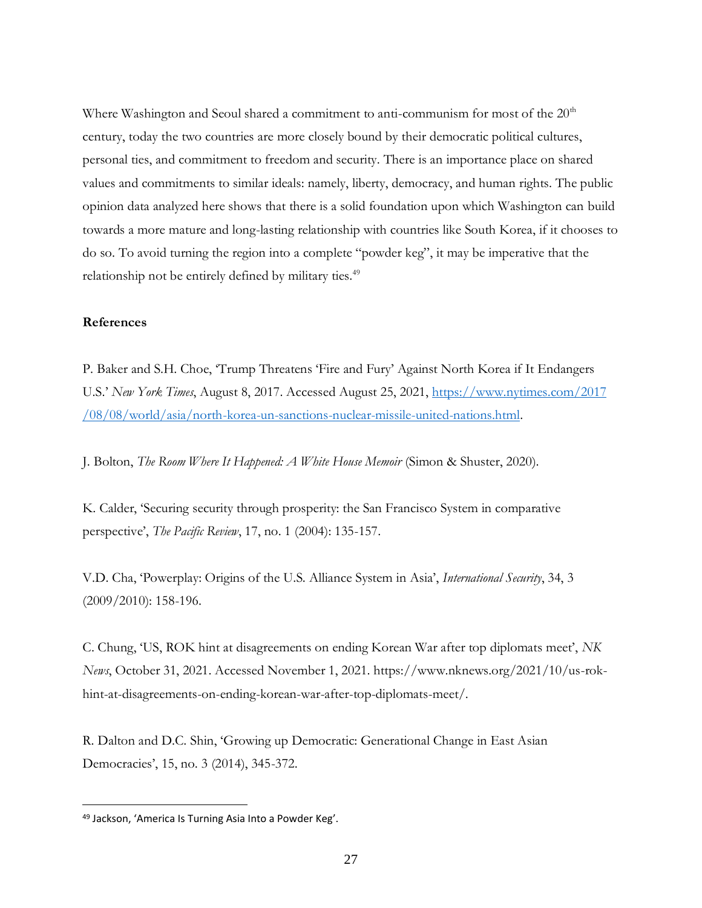Where Washington and Seoul shared a commitment to anti-communism for most of the 20th century, today the two countries are more closely bound by their democratic political cultures, personal ties, and commitment to freedom and security. There is an importance place on shared values and commitments to similar ideals: namely, liberty, democracy, and human rights. The public opinion data analyzed here shows that there is a solid foundation upon which Washington can build towards a more mature and long-lasting relationship with countries like South Korea, if it chooses to do so. To avoid turning the region into a complete "powder keg", it may be imperative that the relationship not be entirely defined by military ties.[49]

**References**

P. Baker and S.H. Choe, 'Trump Threatens 'Fire and Fury' Against North Korea if It Endangers U.S.' *New York Times*, August 8, 2017. Accessed August 25, 2021, [https://www.nytimes.com/2017/08/08/world/asia/north-korea-un-sanctions-nuclear-missile-united-nations.html](https://www.nytimes.com/2017/08/08/world/asia/north-korea-un-sanctions-nuclear-missile-united-nations.html).

J. Bolton, *The Room Where It Happened: A White House Memoir* (Simon & Shuster, 2020).

K. Calder, 'Securing security through prosperity: the San Francisco System in comparative perspective', *The Pacific Review*, 17, no. 1 (2004): 135-157.

V.D. Cha, 'Powerplay: Origins of the U.S. Alliance System in Asia', *International Security*, 34, 3 (2009/2010): 158-196.

C. Chung, 'US, ROK hint at disagreements on ending Korean War after top diplomats meet', *NK News*, October 31, 2021. Accessed November 1, 2021. https://www.nknews.org/2021/10/us-rok-hint-at-disagreements-on-ending-korean-war-after-top-diplomats-meet/.

R. Dalton and D.C. Shin, 'Growing up Democratic: Generational Change in East Asian Democracies', 15, no. 3 (2014), 345-372.

---

[49] Jackson, 'America Is Turning Asia Into a Powder Keg'.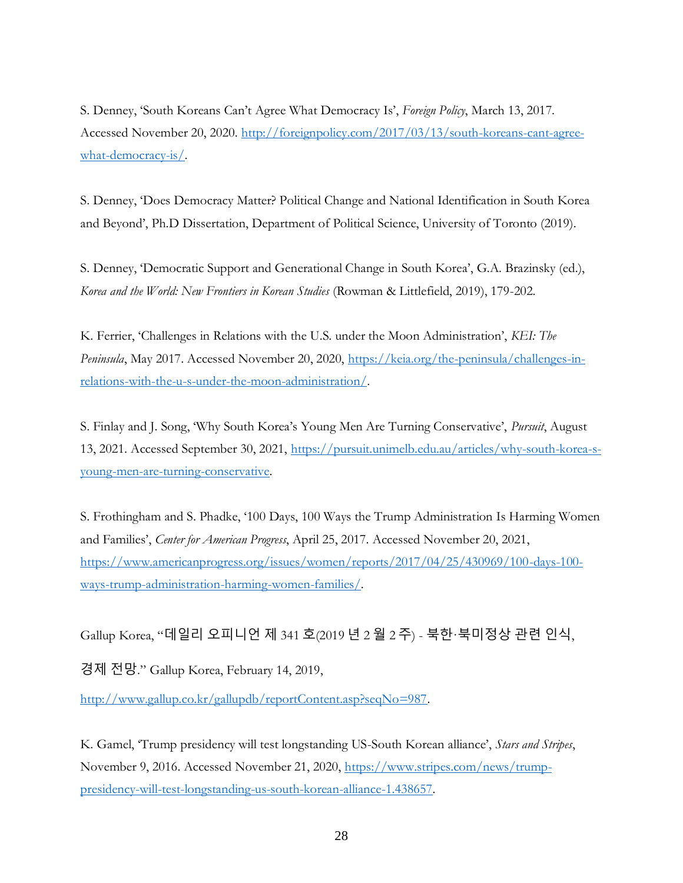S. Denney, 'South Koreans Can't Agree What Democracy Is', *Foreign Policy*, March 13, 2017. Accessed November 20, 2020. [http://foreignpolicy.com/2017/03/13/south-koreans-cant-agree-what-democracy-is/](http://foreignpolicy.com/2017/03/13/south-koreans-cant-agree-what-democracy-is/).

S. Denney, 'Does Democracy Matter? Political Change and National Identification in South Korea and Beyond', Ph.D Dissertation, Department of Political Science, University of Toronto (2019).

S. Denney, 'Democratic Support and Generational Change in South Korea', G.A. Brazinsky (ed.), *Korea and the World: New Frontiers in Korean Studies* (Rowman & Littlefield, 2019), 179-202.

K. Ferrier, 'Challenges in Relations with the U.S. under the Moon Administration', *KEI: The Peninsula*, May 2017. Accessed November 20, 2020, [https://keia.org/the-peninsula/challenges-in-relations-with-the-u-s-under-the-moon-administration/](https://keia.org/the-peninsula/challenges-in-relations-with-the-u-s-under-the-moon-administration/).

S. Finlay and J. Song, 'Why South Korea's Young Men Are Turning Conservative', *Pursuit*, August 13, 2021. Accessed September 30, 2021, [https://pursuit.unimelb.edu.au/articles/why-south-korea-s-young-men-are-turning-conservative](https://pursuit.unimelb.edu.au/articles/why-south-korea-s-young-men-are-turning-conservative).

S. Frothingham and S. Phadke, '100 Days, 100 Ways the Trump Administration Is Harming Women and Families', *Center for American Progress*, April 25, 2017. Accessed November 20, 2021, [https://www.americanprogress.org/issues/women/reports/2017/04/25/430969/100-days-100-ways-trump-administration-harming-women-families/](https://www.americanprogress.org/issues/women/reports/2017/04/25/430969/100-days-100-ways-trump-administration-harming-women-families/).

Gallup Korea, "데일리 오피니언 제 341 호(2019 년 2 월 2 주) - 북한·북미정상 관련 인식, 경제 전망." Gallup Korea, February 14, 2019, [http://www.gallup.co.kr/gallupdb/reportContent.asp?seqNo=987](http://www.gallup.co.kr/gallupdb/reportContent.asp?seqNo=987).

K. Gamel, 'Trump presidency will test longstanding US-South Korean alliance', *Stars and Stripes*, November 9, 2016. Accessed November 21, 2020, [https://www.stripes.com/news/trump-presidency-will-test-longstanding-us-south-korean-alliance-1.438657](https://www.stripes.com/news/trump-presidency-will-test-longstanding-us-south-korean-alliance-1.438657).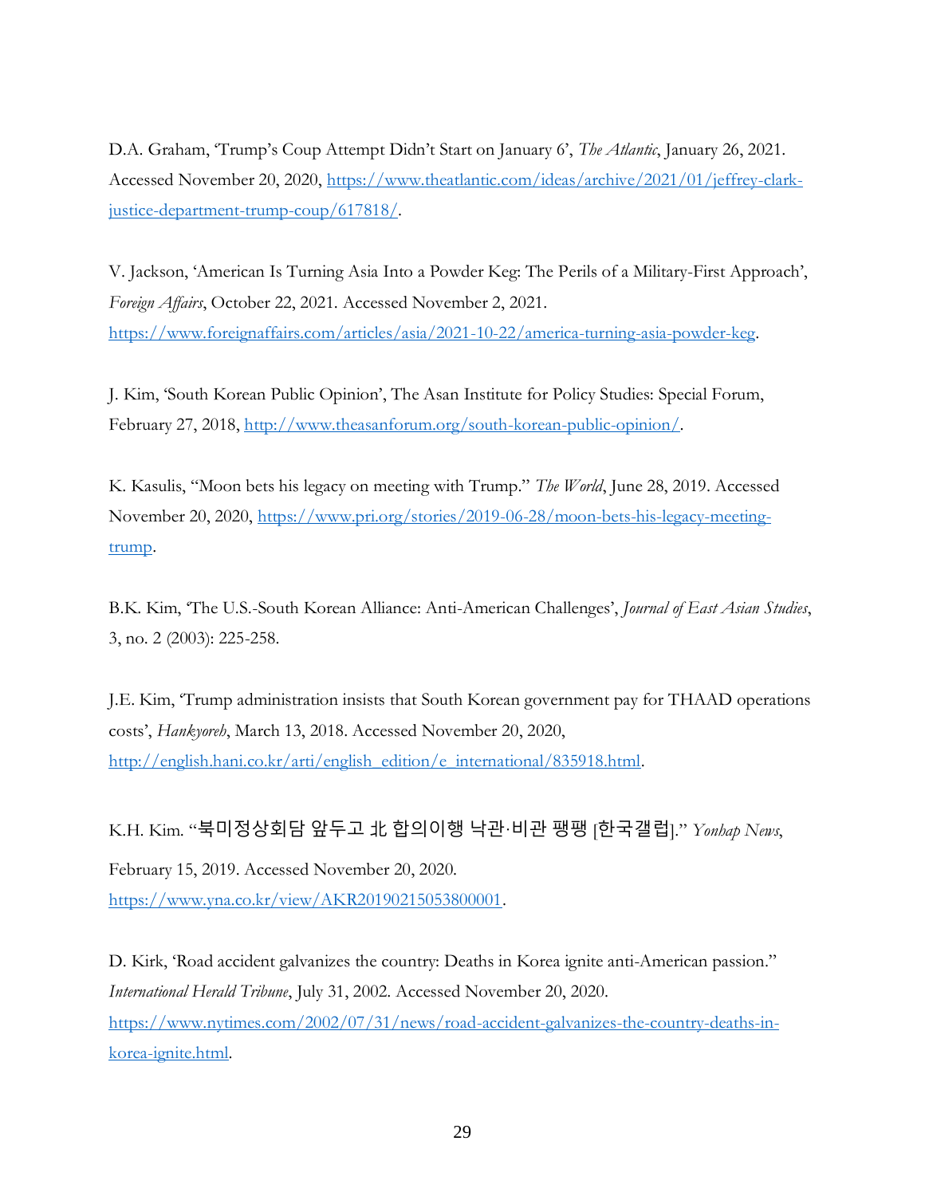D.A. Graham, 'Trump's Coup Attempt Didn't Start on January 6', *The Atlantic*, January 26, 2021. Accessed November 20, 2020, https://www.theatlantic.com/ideas/archive/2021/01/jeffrey-clark-justice-department-trump-coup/617818/.

V. Jackson, 'American Is Turning Asia Into a Powder Keg: The Perils of a Military-First Approach', *Foreign Affairs*, October 22, 2021. Accessed November 2, 2021. https://www.foreignaffairs.com/articles/asia/2021-10-22/america-turning-asia-powder-keg.

J. Kim, 'South Korean Public Opinion', The Asan Institute for Policy Studies: Special Forum, February 27, 2018, http://www.theasanforum.org/south-korean-public-opinion/.

K. Kasulis, "Moon bets his legacy on meeting with Trump." *The World*, June 28, 2019. Accessed November 20, 2020, https://www.pri.org/stories/2019-06-28/moon-bets-his-legacy-meeting-trump.

B.K. Kim, 'The U.S.-South Korean Alliance: Anti-American Challenges', *Journal of East Asian Studies*, 3, no. 2 (2003): 225-258.

J.E. Kim, 'Trump administration insists that South Korean government pay for THAAD operations costs', *Hankyoreh*, March 13, 2018. Accessed November 20, 2020, http://english.hani.co.kr/arti/english_edition/e_international/835918.html.

K.H. Kim. "북미정상회담 앞두고 北 합의이행 낙관·비관 팽팽 [한국갤럽]." *Yonhap News*, February 15, 2019. Accessed November 20, 2020. https://www.yna.co.kr/view/AKR20190215053800001.

D. Kirk, 'Road accident galvanizes the country: Deaths in Korea ignite anti-American passion." *International Herald Tribune*, July 31, 2002. Accessed November 20, 2020. https://www.nytimes.com/2002/07/31/news/road-accident-galvanizes-the-country-deaths-in-korea-ignite.html.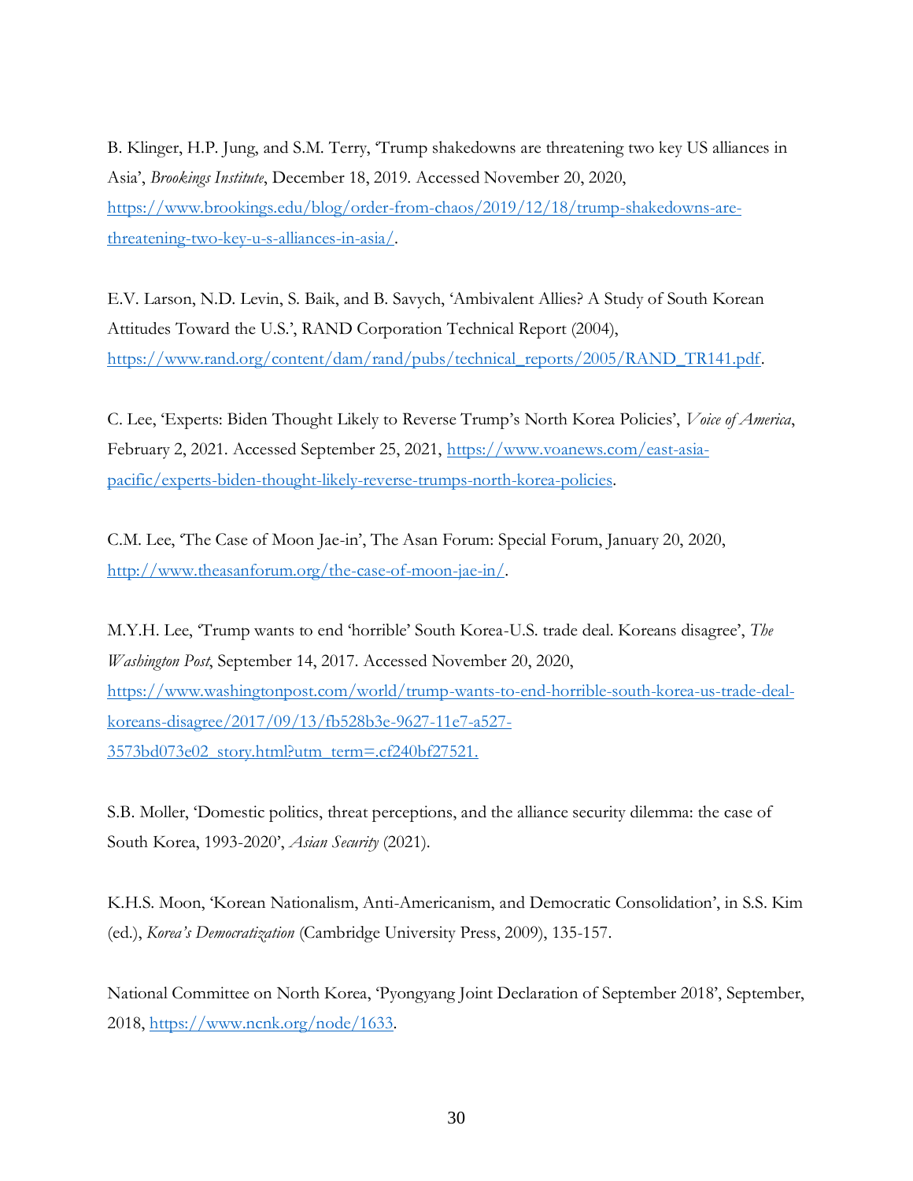B. Klinger, H.P. Jung, and S.M. Terry, 'Trump shakedowns are threatening two key US alliances in Asia', *Brookings Institute*, December 18, 2019. Accessed November 20, 2020, [https://www.brookings.edu/blog/order-from-chaos/2019/12/18/trump-shakedowns-are-threatening-two-key-u-s-alliances-in-asia/](https://www.brookings.edu/blog/order-from-chaos/2019/12/18/trump-shakedowns-are-threatening-two-key-u-s-alliances-in-asia/).

E.V. Larson, N.D. Levin, S. Baik, and B. Savych, 'Ambivalent Allies? A Study of South Korean Attitudes Toward the U.S.', RAND Corporation Technical Report (2004), [https://www.rand.org/content/dam/rand/pubs/technical_reports/2005/RAND_TR141.pdf](https://www.rand.org/content/dam/rand/pubs/technical_reports/2005/RAND_TR141.pdf).

C. Lee, 'Experts: Biden Thought Likely to Reverse Trump's North Korea Policies', *Voice of America*, February 2, 2021. Accessed September 25, 2021, [https://www.voanews.com/east-asia-pacific/experts-biden-thought-likely-reverse-trumps-north-korea-policies](https://www.voanews.com/east-asia-pacific/experts-biden-thought-likely-reverse-trumps-north-korea-policies).

C.M. Lee, 'The Case of Moon Jae-in', The Asan Forum: Special Forum, January 20, 2020, [http://www.theasanforum.org/the-case-of-moon-jae-in/](http://www.theasanforum.org/the-case-of-moon-jae-in/).

M.Y.H. Lee, 'Trump wants to end 'horrible' South Korea-U.S. trade deal. Koreans disagree', *The Washington Post*, September 14, 2017. Accessed November 20, 2020, [https://www.washingtonpost.com/world/trump-wants-to-end-horrible-south-korea-us-trade-deal-koreans-disagree/2017/09/13/fb528b3e-9627-11e7-a527-3573bd073e02_story.html?utm_term=.cf240bf27521.](https://www.washingtonpost.com/world/trump-wants-to-end-horrible-south-korea-us-trade-deal-koreans-disagree/2017/09/13/fb528b3e-9627-11e7-a527-3573bd073e02_story.html?utm_term=.cf240bf27521.)

S.B. Moller, 'Domestic politics, threat perceptions, and the alliance security dilemma: the case of South Korea, 1993-2020', *Asian Security* (2021).

K.H.S. Moon, 'Korean Nationalism, Anti-Americanism, and Democratic Consolidation', in S.S. Kim (ed.), *Korea's Democratization* (Cambridge University Press, 2009), 135-157.

National Committee on North Korea, 'Pyongyang Joint Declaration of September 2018', September, 2018, [https://www.ncnk.org/node/1633](https://www.ncnk.org/node/1633).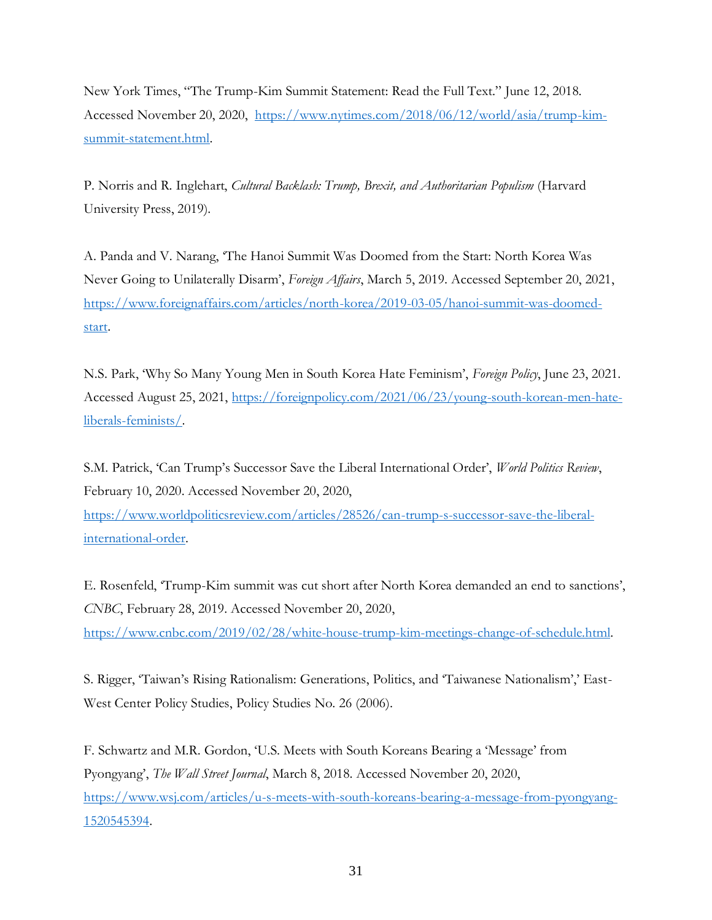New York Times, "The Trump-Kim Summit Statement: Read the Full Text." June 12, 2018. Accessed November 20, 2020, https://www.nytimes.com/2018/06/12/world/asia/trump-kim-summit-statement.html.

P. Norris and R. Inglehart, *Cultural Backlash: Trump, Brexit, and Authoritarian Populism* (Harvard University Press, 2019).

A. Panda and V. Narang, 'The Hanoi Summit Was Doomed from the Start: North Korea Was Never Going to Unilaterally Disarm', *Foreign Affairs*, March 5, 2019. Accessed September 20, 2021, https://www.foreignaffairs.com/articles/north-korea/2019-03-05/hanoi-summit-was-doomed-start.

N.S. Park, 'Why So Many Young Men in South Korea Hate Feminism', *Foreign Policy*, June 23, 2021. Accessed August 25, 2021, https://foreignpolicy.com/2021/06/23/young-south-korean-men-hate-liberals-feminists/.

S.M. Patrick, 'Can Trump's Successor Save the Liberal International Order', *World Politics Review*, February 10, 2020. Accessed November 20, 2020, https://www.worldpoliticsreview.com/articles/28526/can-trump-s-successor-save-the-liberal-international-order.

E. Rosenfeld, 'Trump-Kim summit was cut short after North Korea demanded an end to sanctions', *CNBC*, February 28, 2019. Accessed November 20, 2020, https://www.cnbc.com/2019/02/28/white-house-trump-kim-meetings-change-of-schedule.html.

S. Rigger, 'Taiwan's Rising Rationalism: Generations, Politics, and 'Taiwanese Nationalism',' East-West Center Policy Studies, Policy Studies No. 26 (2006).

F. Schwartz and M.R. Gordon, 'U.S. Meets with South Koreans Bearing a 'Message' from Pyongyang', *The Wall Street Journal*, March 8, 2018. Accessed November 20, 2020, https://www.wsj.com/articles/u-s-meets-with-south-koreans-bearing-a-message-from-pyongyang-1520545394.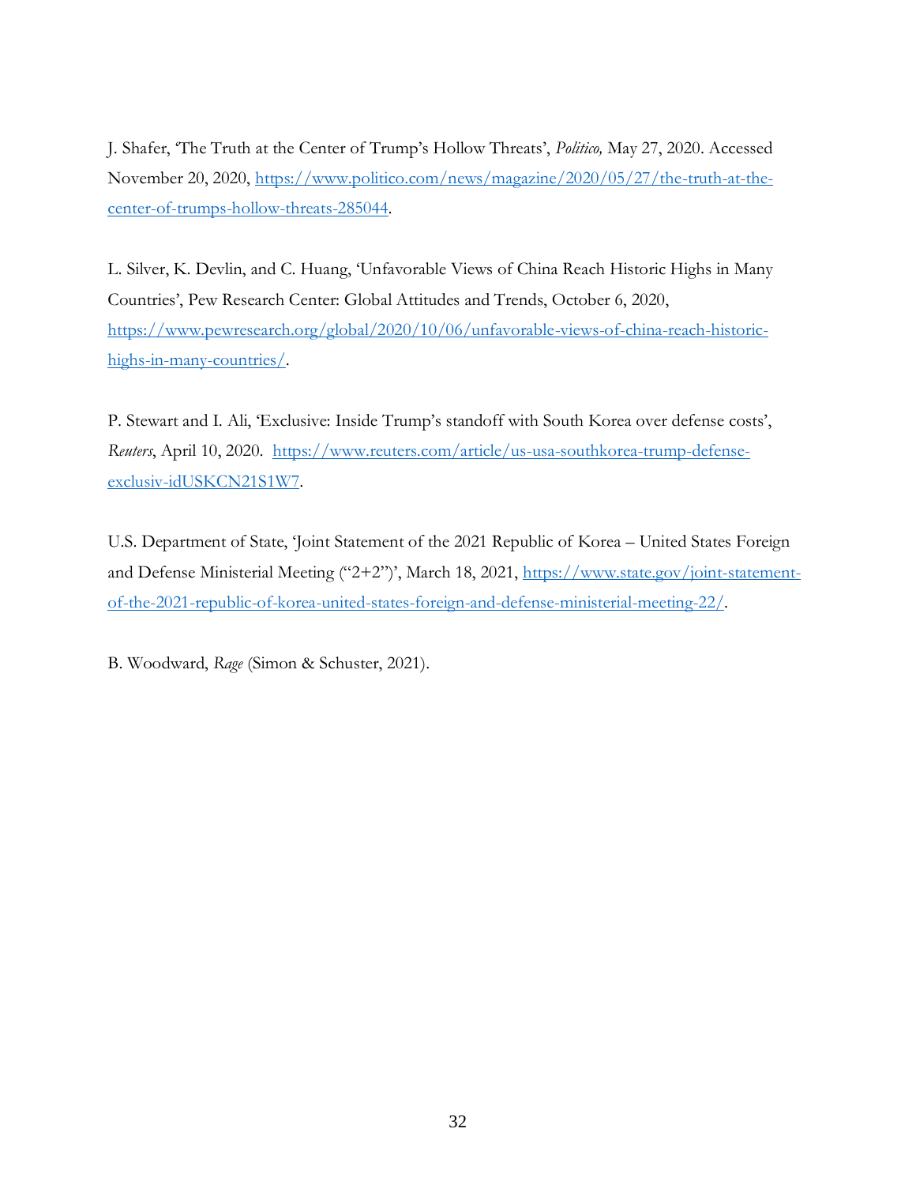J. Shafer, 'The Truth at the Center of Trump's Hollow Threats', *Politico,* May 27, 2020. Accessed November 20, 2020, https://www.politico.com/news/magazine/2020/05/27/the-truth-at-the-center-of-trumps-hollow-threats-285044.

L. Silver, K. Devlin, and C. Huang, 'Unfavorable Views of China Reach Historic Highs in Many Countries', Pew Research Center: Global Attitudes and Trends, October 6, 2020, https://www.pewresearch.org/global/2020/10/06/unfavorable-views-of-china-reach-historic-highs-in-many-countries/.

P. Stewart and I. Ali, 'Exclusive: Inside Trump's standoff with South Korea over defense costs', *Reuters*, April 10, 2020. https://www.reuters.com/article/us-usa-southkorea-trump-defense-exclusiv-idUSKCN21S1W7.

U.S. Department of State, 'Joint Statement of the 2021 Republic of Korea – United States Foreign and Defense Ministerial Meeting ("2+2")', March 18, 2021, https://www.state.gov/joint-statement-of-the-2021-republic-of-korea-united-states-foreign-and-defense-ministerial-meeting-22/.

B. Woodward, *Rage* (Simon & Schuster, 2021).